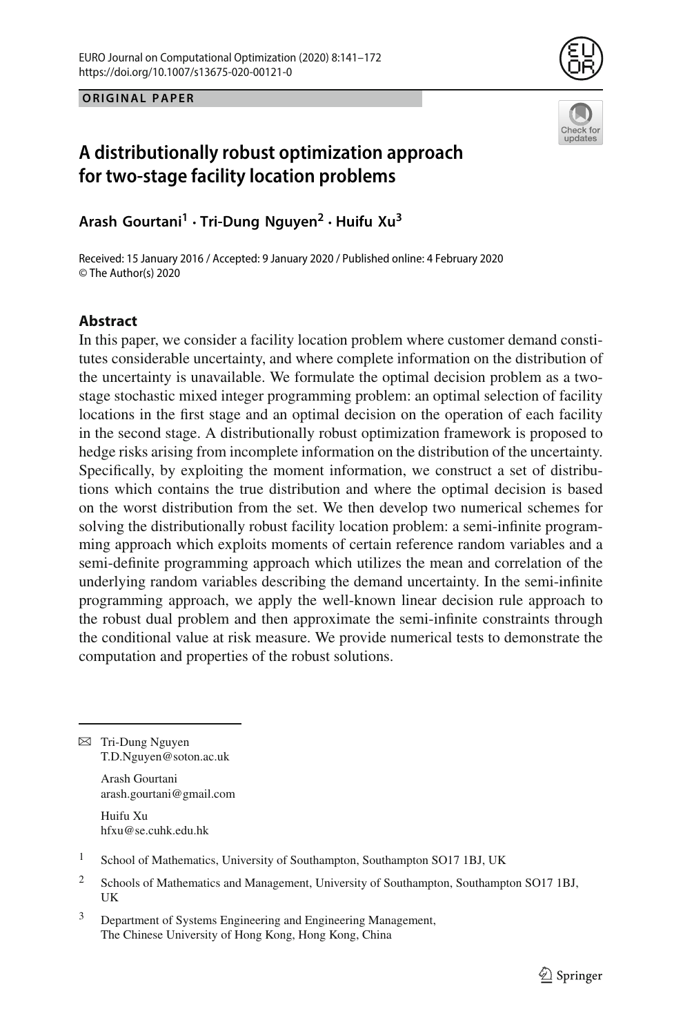**ORIGINAL PAPER**

# A distributionally robust optimization approach for two-stage facility location problems

**Arash Gourtani[1] · Tri-Dung Nguyen[2] · Huifu Xu[3]**

Received: 15 January 2016 / Accepted: 9 January 2020 / Published online: 4 February 2020
© The Author(s) 2020

## Abstract

In this paper, we consider a facility location problem where customer demand constitutes considerable uncertainty, and where complete information on the distribution of the uncertainty is unavailable. We formulate the optimal decision problem as a two-stage stochastic mixed integer programming problem: an optimal selection of facility locations in the first stage and an optimal decision on the operation of each facility in the second stage. A distributionally robust optimization framework is proposed to hedge risks arising from incomplete information on the distribution of the uncertainty. Specifically, by exploiting the moment information, we construct a set of distributions which contains the true distribution and where the optimal decision is based on the worst distribution from the set. We then develop two numerical schemes for solving the distributionally robust facility location problem: a semi-infinite programming approach which exploits moments of certain reference random variables and a semi-definite programming approach which utilizes the mean and correlation of the underlying random variables describing the demand uncertainty. In the semi-infinite programming approach, we apply the well-known linear decision rule approach to the robust dual problem and then approximate the semi-infinite constraints through the conditional value at risk measure. We provide numerical tests to demonstrate the computation and properties of the robust solutions.

---

✉ Tri-Dung Nguyen
T.D.Nguyen@soton.ac.uk

Arash Gourtani
arash.gourtani@gmail.com

Huifu Xu
hfxu@se.cuhk.edu.hk

[1] School of Mathematics, University of Southampton, Southampton SO17 1BJ, UK

[2] Schools of Mathematics and Management, University of Southampton, Southampton SO17 1BJ, UK

[3] Department of Systems Engineering and Engineering Management, The Chinese University of Hong Kong, Hong Kong, China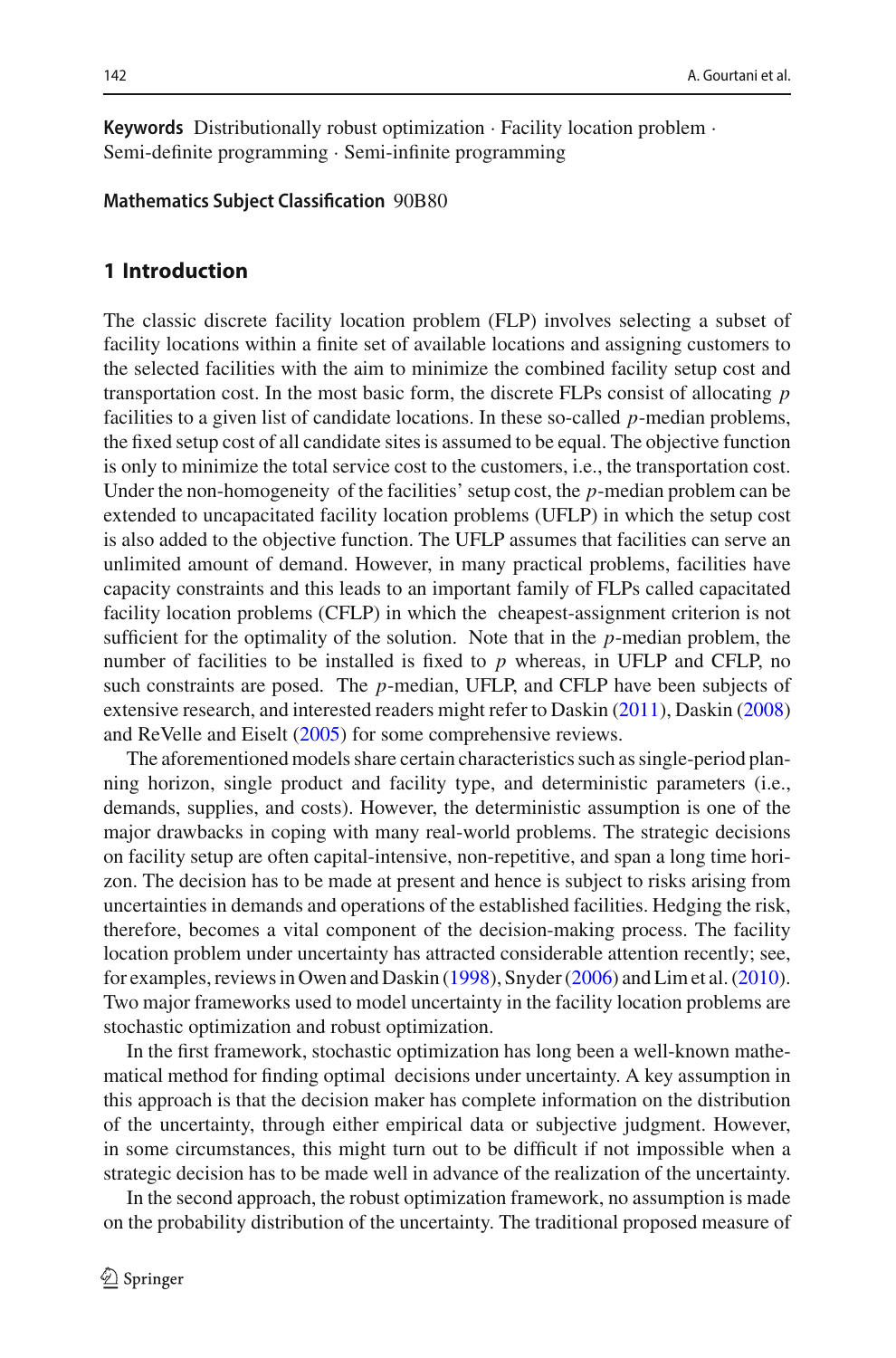**Keywords** Distributionally robust optimization · Facility location problem · Semi-definite programming · Semi-infinite programming

**Mathematics Subject Classification** 90B80

## 1 Introduction

The classic discrete facility location problem (FLP) involves selecting a subset of facility locations within a finite set of available locations and assigning customers to the selected facilities with the aim to minimize the combined facility setup cost and transportation cost. In the most basic form, the discrete FLPs consist of allocating $p$ facilities to a given list of candidate locations. In these so-called $p$-median problems, the fixed setup cost of all candidate sites is assumed to be equal. The objective function is only to minimize the total service cost to the customers, i.e., the transportation cost. Under the non-homogeneity of the facilities' setup cost, the $p$-median problem can be extended to uncapacitated facility location problems (UFLP) in which the setup cost is also added to the objective function. The UFLP assumes that facilities can serve an unlimited amount of demand. However, in many practical problems, facilities have capacity constraints and this leads to an important family of FLPs called capacitated facility location problems (CFLP) in which the cheapest-assignment criterion is not sufficient for the optimality of the solution. Note that in the $p$-median problem, the number of facilities to be installed is fixed to $p$ whereas, in UFLP and CFLP, no such constraints are posed. The $p$-median, UFLP, and CFLP have been subjects of extensive research, and interested readers might refer to Daskin (2011), Daskin (2008) and ReVelle and Eiselt (2005) for some comprehensive reviews.

The aforementioned models share certain characteristics such as single-period planning horizon, single product and facility type, and deterministic parameters (i.e., demands, supplies, and costs). However, the deterministic assumption is one of the major drawbacks in coping with many real-world problems. The strategic decisions on facility setup are often capital-intensive, non-repetitive, and span a long time horizon. The decision has to be made at present and hence is subject to risks arising from uncertainties in demands and operations of the established facilities. Hedging the risk, therefore, becomes a vital component of the decision-making process. The facility location problem under uncertainty has attracted considerable attention recently; see, for examples, reviews in Owen and Daskin (1998), Snyder (2006) and Lim et al. (2010). Two major frameworks used to model uncertainty in the facility location problems are stochastic optimization and robust optimization.

In the first framework, stochastic optimization has long been a well-known mathematical method for finding optimal decisions under uncertainty. A key assumption in this approach is that the decision maker has complete information on the distribution of the uncertainty, through either empirical data or subjective judgment. However, in some circumstances, this might turn out to be difficult if not impossible when a strategic decision has to be made well in advance of the realization of the uncertainty.

In the second approach, the robust optimization framework, no assumption is made on the probability distribution of the uncertainty. The traditional proposed measure of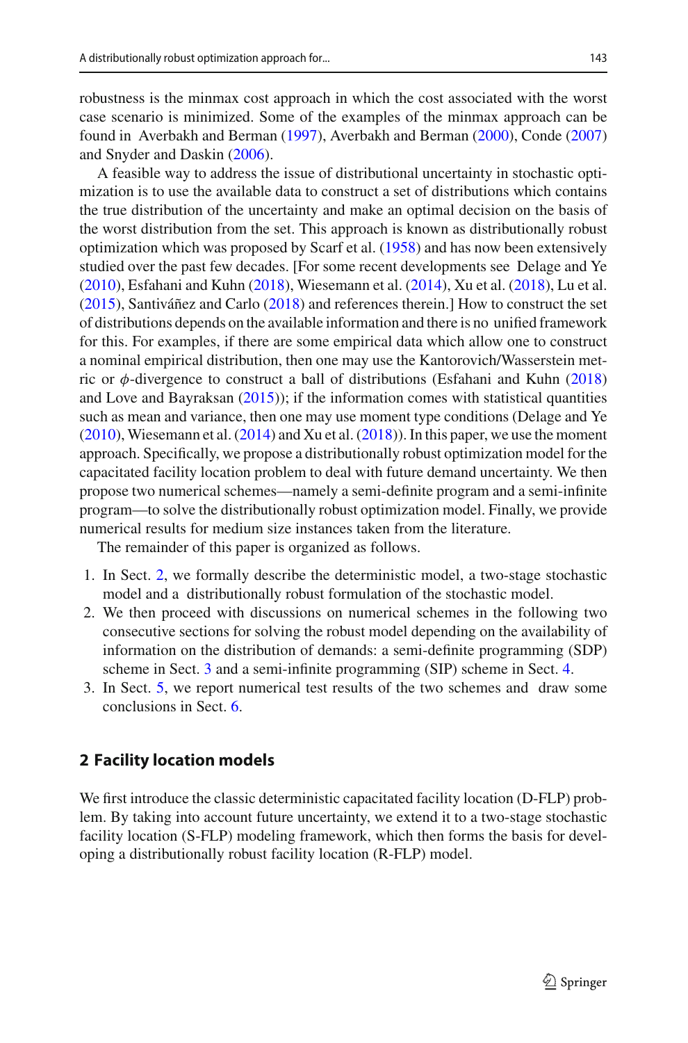robustness is the minmax cost approach in which the cost associated with the worst case scenario is minimized. Some of the examples of the minmax approach can be found in Averbakh and Berman (1997), Averbakh and Berman (2000), Conde (2007) and Snyder and Daskin (2006).

A feasible way to address the issue of distributional uncertainty in stochastic optimization is to use the available data to construct a set of distributions which contains the true distribution of the uncertainty and make an optimal decision on the basis of the worst distribution from the set. This approach is known as distributionally robust optimization which was proposed by Scarf et al. (1958) and has now been extensively studied over the past few decades. [For some recent developments see Delage and Ye (2010), Esfahani and Kuhn (2018), Wiesemann et al. (2014), Xu et al. (2018), Lu et al. (2015), Santiváñez and Carlo (2018) and references therein.] How to construct the set of distributions depends on the available information and there is no unified framework for this. For examples, if there are some empirical data which allow one to construct a nominal empirical distribution, then one may use the Kantorovich/Wasserstein metric or $\phi$-divergence to construct a ball of distributions (Esfahani and Kuhn (2018) and Love and Bayraksan (2015)); if the information comes with statistical quantities such as mean and variance, then one may use moment type conditions (Delage and Ye (2010), Wiesemann et al. (2014) and Xu et al. (2018)). In this paper, we use the moment approach. Specifically, we propose a distributionally robust optimization model for the capacitated facility location problem to deal with future demand uncertainty. We then propose two numerical schemes—namely a semi-definite program and a semi-infinite program—to solve the distributionally robust optimization model. Finally, we provide numerical results for medium size instances taken from the literature.

The remainder of this paper is organized as follows.

1. In Sect. 2, we formally describe the deterministic model, a two-stage stochastic model and a distributionally robust formulation of the stochastic model.
2. We then proceed with discussions on numerical schemes in the following two consecutive sections for solving the robust model depending on the availability of information on the distribution of demands: a semi-definite programming (SDP) scheme in Sect. 3 and a semi-infinite programming (SIP) scheme in Sect. 4.
3. In Sect. 5, we report numerical test results of the two schemes and draw some conclusions in Sect. 6.

## 2 Facility location models

We first introduce the classic deterministic capacitated facility location (D-FLP) problem. By taking into account future uncertainty, we extend it to a two-stage stochastic facility location (S-FLP) modeling framework, which then forms the basis for developing a distributionally robust facility location (R-FLP) model.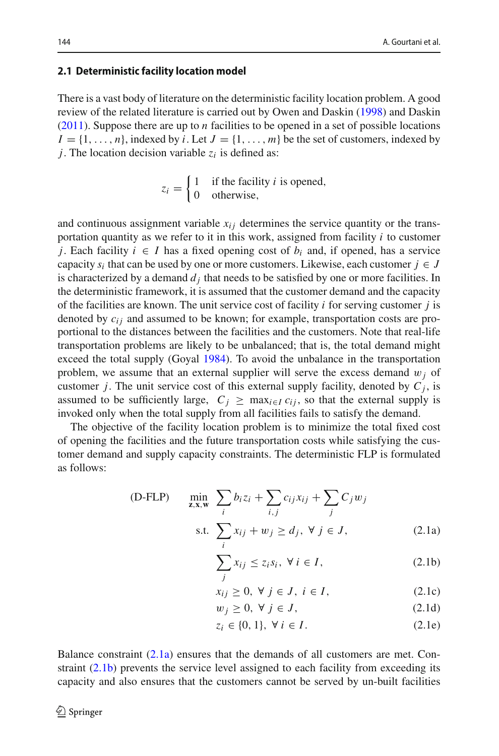### 2.1 Deterministic facility location model

There is a vast body of literature on the deterministic facility location problem. A good review of the related literature is carried out by Owen and Daskin (1998) and Daskin (2011). Suppose there are up to $n$ facilities to be opened in a set of possible locations $I = \{1, \ldots, n\}$, indexed by $i$. Let $J = \{1, \ldots, m\}$ be the set of customers, indexed by $j$. The location decision variable $z_i$ is defined as:

$$z_i = \begin{cases} 1 & \text{if the facility } i \text{ is opened,} \\ 0 & \text{otherwise,} \end{cases}$$

and continuous assignment variable $x_{ij}$ determines the service quantity or the transportation quantity as we refer to it in this work, assigned from facility $i$ to customer $j$. Each facility $i \in I$ has a fixed opening cost of $b_i$ and, if opened, has a service capacity $s_i$ that can be used by one or more customers. Likewise, each customer $j \in J$ is characterized by a demand $d_j$ that needs to be satisfied by one or more facilities. In the deterministic framework, it is assumed that the customer demand and the capacity of the facilities are known. The unit service cost of facility $i$ for serving customer $j$ is denoted by $c_{ij}$ and assumed to be known; for example, transportation costs are proportional to the distances between the facilities and the customers. Note that real-life transportation problems are likely to be unbalanced; that is, the total demand might exceed the total supply (Goyal 1984). To avoid the unbalance in the transportation problem, we assume that an external supplier will serve the excess demand $w_j$ of customer $j$. The unit service cost of this external supply facility, denoted by $C_j$, is assumed to be sufficiently large, $C_j \geq \max_{i \in I} c_{ij}$, so that the external supply is invoked only when the total supply from all facilities fails to satisfy the demand.

The objective of the facility location problem is to minimize the total fixed cost of opening the facilities and the future transportation costs while satisfying the customer demand and supply capacity constraints. The deterministic FLP is formulated as follows:

$$\text{(D-FLP)} \quad \min_{\mathbf{z},\mathbf{x},\mathbf{w}} \sum_i b_i z_i + \sum_{i,j} c_{ij} x_{ij} + \sum_j C_j w_j$$

$$\text{s.t.} \quad \sum_i x_{ij} + w_j \geq d_j, \ \forall\, j \in J, \tag{2.1a}$$

$$\sum_j x_{ij} \leq z_i s_i, \ \forall\, i \in I, \tag{2.1b}$$

$$x_{ij} \geq 0, \ \forall\, j \in J, \ i \in I, \tag{2.1c}$$

$$w_j \geq 0, \ \forall\, j \in J, \tag{2.1d}$$

$$z_i \in \{0, 1\}, \ \forall\, i \in I. \tag{2.1e}$$

Balance constraint (2.1a) ensures that the demands of all customers are met. Constraint (2.1b) prevents the service level assigned to each facility from exceeding its capacity and also ensures that the customers cannot be served by un-built facilities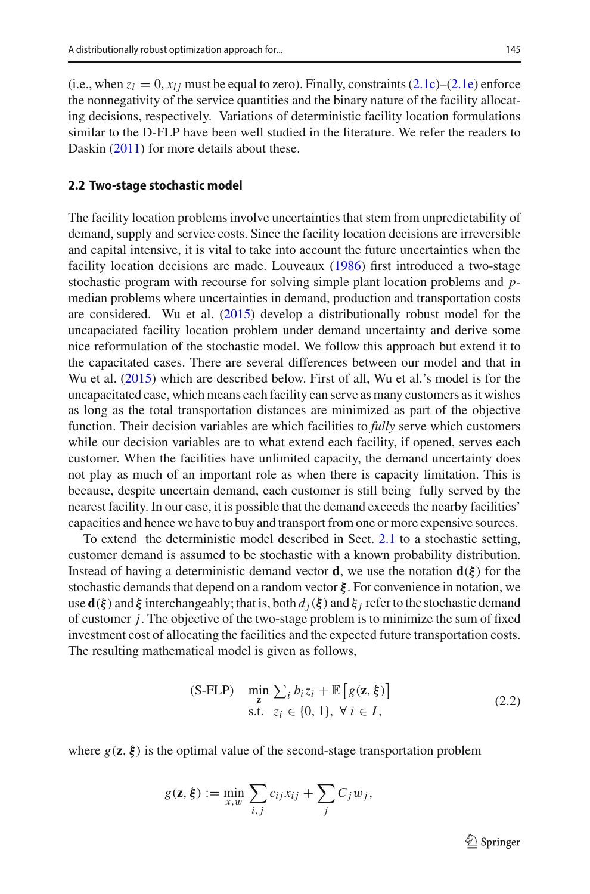(i.e., when $z_i = 0$, $x_{ij}$ must be equal to zero). Finally, constraints (2.1c)–(2.1e) enforce the nonnegativity of the service quantities and the binary nature of the facility allocating decisions, respectively. Variations of deterministic facility location formulations similar to the D-FLP have been well studied in the literature. We refer the readers to Daskin (2011) for more details about these.

### 2.2 Two-stage stochastic model

The facility location problems involve uncertainties that stem from unpredictability of demand, supply and service costs. Since the facility location decisions are irreversible and capital intensive, it is vital to take into account the future uncertainties when the facility location decisions are made. Louveaux (1986) first introduced a two-stage stochastic program with recourse for solving simple plant location problems and $p$-median problems where uncertainties in demand, production and transportation costs are considered. Wu et al. (2015) develop a distributionally robust model for the uncapacitated facility location problem under demand uncertainty and derive some nice reformulation of the stochastic model. We follow this approach but extend it to the capacitated cases. There are several differences between our model and that in Wu et al. (2015) which are described below. First of all, Wu et al.'s model is for the uncapacitated case, which means each facility can serve as many customers as it wishes as long as the total transportation distances are minimized as part of the objective function. Their decision variables are which facilities to *fully* serve which customers while our decision variables are to what extend each facility, if opened, serves each customer. When the facilities have unlimited capacity, the demand uncertainty does not play as much of an important role as when there is capacity limitation. This is because, despite uncertain demand, each customer is still being fully served by the nearest facility. In our case, it is possible that the demand exceeds the nearby facilities' capacities and hence we have to buy and transport from one or more expensive sources.

To extend the deterministic model described in Sect. 2.1 to a stochastic setting, customer demand is assumed to be stochastic with a known probability distribution. Instead of having a deterministic demand vector $\mathbf{d}$, we use the notation $\mathbf{d}(\boldsymbol{\xi})$ for the stochastic demands that depend on a random vector $\boldsymbol{\xi}$. For convenience in notation, we use $\mathbf{d}(\boldsymbol{\xi})$ and $\boldsymbol{\xi}$ interchangeably; that is, both $d_j(\boldsymbol{\xi})$ and $\xi_j$ refer to the stochastic demand of customer $j$. The objective of the two-stage problem is to minimize the sum of fixed investment cost of allocating the facilities and the expected future transportation costs. The resulting mathematical model is given as follows,

$$
\text{(S-FLP)} \quad \begin{array}{ll} \min\limits_{\mathbf{z}} & \sum_i b_i z_i + \mathbb{E}\left[g(\mathbf{z}, \boldsymbol{\xi})\right] \\ \text{s.t.} & z_i \in \{0, 1\}, \ \forall \, i \in I, \end{array} \tag{2.2}
$$

where $g(\mathbf{z}, \boldsymbol{\xi})$ is the optimal value of the second-stage transportation problem

$$
g(\mathbf{z}, \boldsymbol{\xi}) := \min_{x,w} \sum_{i,j} c_{ij} x_{ij} + \sum_j C_j w_j,
$$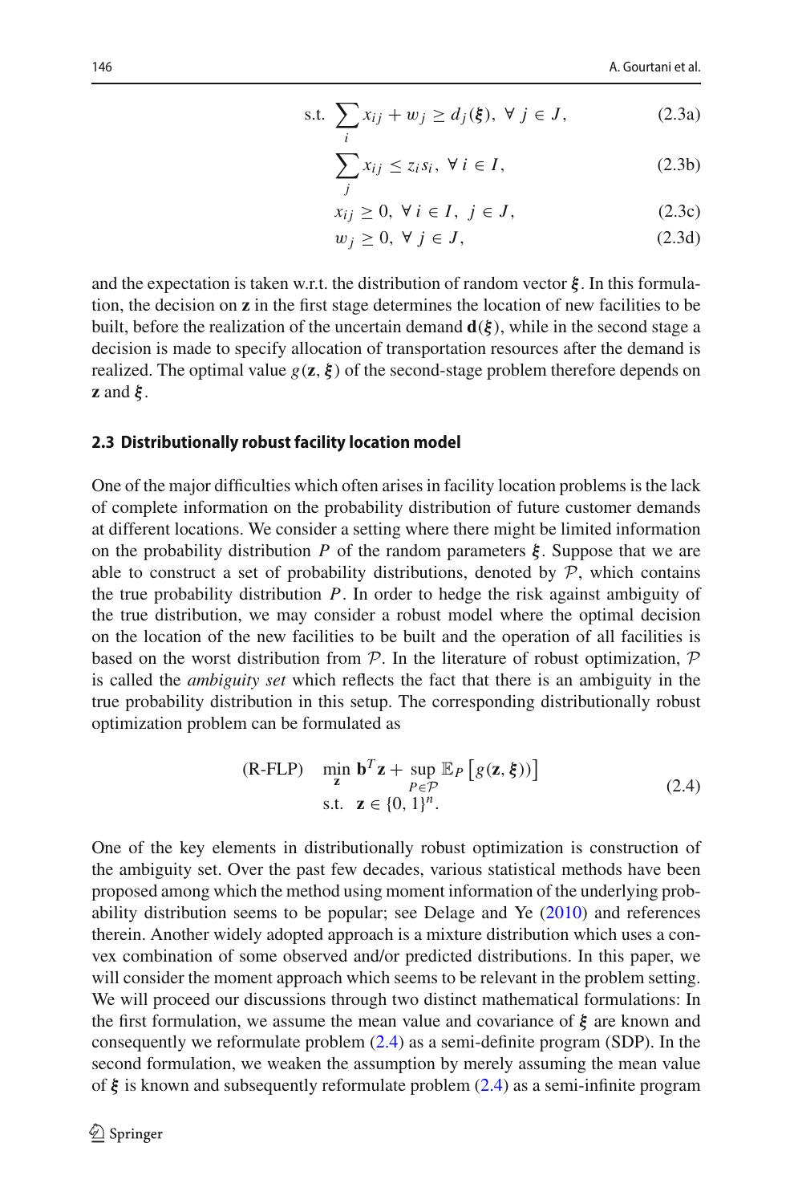$$
\begin{aligned}
\text{s.t.} \ & \sum_i x_{ij} + w_j \geq d_j(\boldsymbol{\xi}), \ \forall\, j \in J, && \text{(2.3a)}\\
& \sum_j x_{ij} \leq z_i s_i, \ \forall\, i \in I, && \text{(2.3b)}\\
& x_{ij} \geq 0, \ \forall\, i \in I, \ j \in J, && \text{(2.3c)}\\
& w_j \geq 0, \ \forall\, j \in J, && \text{(2.3d)}
\end{aligned}
$$

and the expectation is taken w.r.t. the distribution of random vector $\boldsymbol{\xi}$. In this formulation, the decision on $\mathbf{z}$ in the first stage determines the location of new facilities to be built, before the realization of the uncertain demand $\mathbf{d}(\boldsymbol{\xi})$, while in the second stage a decision is made to specify allocation of transportation resources after the demand is realized. The optimal value $g(\mathbf{z}, \boldsymbol{\xi})$ of the second-stage problem therefore depends on $\mathbf{z}$ and $\boldsymbol{\xi}$.

### 2.3 Distributionally robust facility location model

One of the major difficulties which often arises in facility location problems is the lack of complete information on the probability distribution of future customer demands at different locations. We consider a setting where there might be limited information on the probability distribution $P$ of the random parameters $\boldsymbol{\xi}$. Suppose that we are able to construct a set of probability distributions, denoted by $\mathcal{P}$, which contains the true probability distribution $P$. In order to hedge the risk against ambiguity of the true distribution, we may consider a robust model where the optimal decision on the location of the new facilities to be built and the operation of all facilities is based on the worst distribution from $\mathcal{P}$. In the literature of robust optimization, $\mathcal{P}$ is called the *ambiguity set* which reflects the fact that there is an ambiguity in the true probability distribution in this setup. The corresponding distributionally robust optimization problem can be formulated as

$$
\begin{aligned}
\text{(R-FLP)} \quad & \min_{\mathbf{z}} \ \mathbf{b}^T \mathbf{z} + \sup_{P \in \mathcal{P}} \mathbb{E}_P \left[ g(\mathbf{z}, \boldsymbol{\xi})) \right] \\
& \text{s.t.} \ \ \mathbf{z} \in \{0, 1\}^n.
\end{aligned}
\tag{2.4}
$$

One of the key elements in distributionally robust optimization is construction of the ambiguity set. Over the past few decades, various statistical methods have been proposed among which the method using moment information of the underlying probability distribution seems to be popular; see Delage and Ye (2010) and references therein. Another widely adopted approach is a mixture distribution which uses a convex combination of some observed and/or predicted distributions. In this paper, we will consider the moment approach which seems to be relevant in the problem setting. We will proceed our discussions through two distinct mathematical formulations: In the first formulation, we assume the mean value and covariance of $\boldsymbol{\xi}$ are known and consequently we reformulate problem (2.4) as a semi-definite program (SDP). In the second formulation, we weaken the assumption by merely assuming the mean value of $\boldsymbol{\xi}$ is known and subsequently reformulate problem (2.4) as a semi-infinite program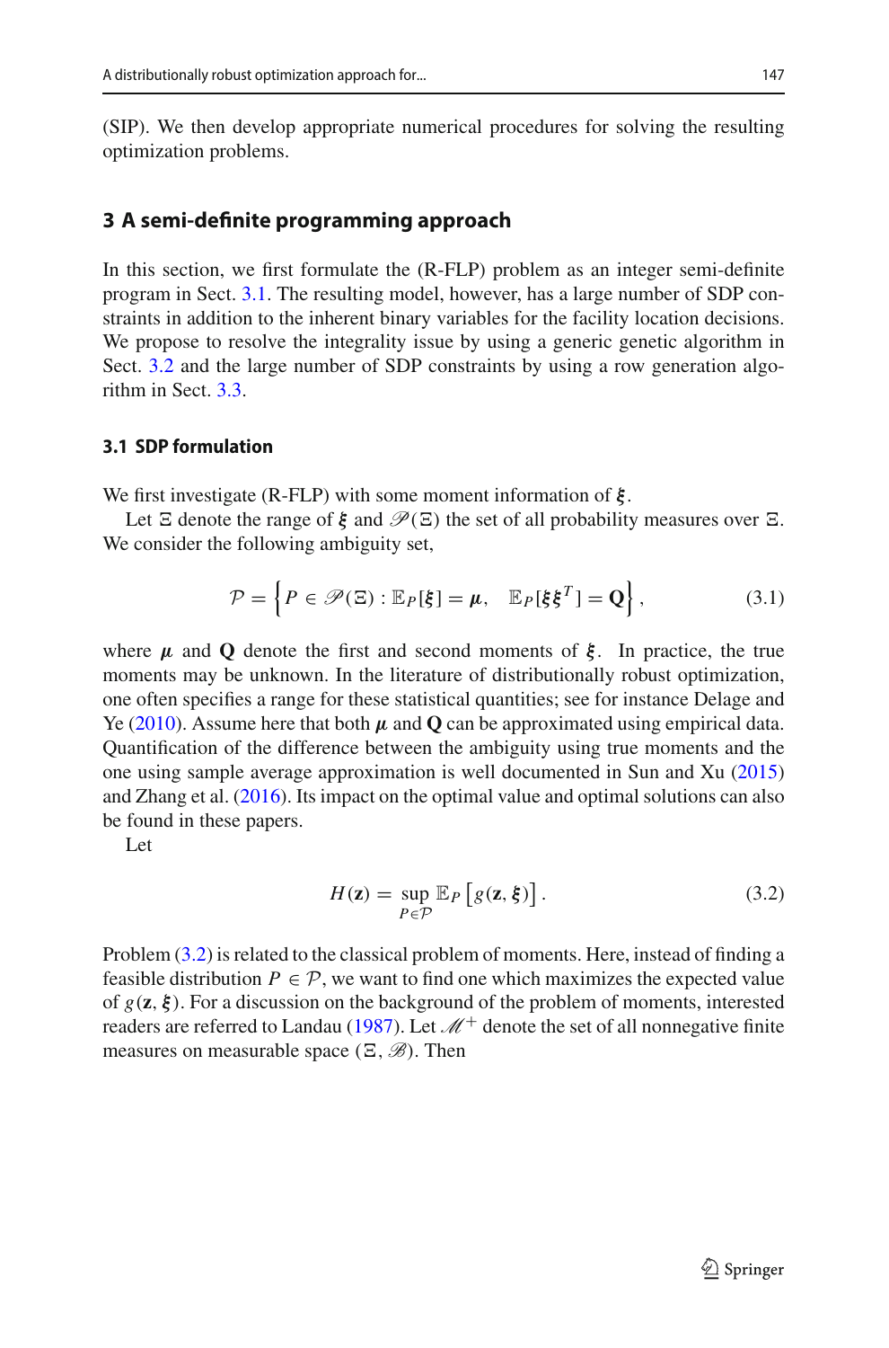(SIP). We then develop appropriate numerical procedures for solving the resulting optimization problems.

## 3 A semi-definite programming approach

In this section, we first formulate the (R-FLP) problem as an integer semi-definite program in Sect. 3.1. The resulting model, however, has a large number of SDP constraints in addition to the inherent binary variables for the facility location decisions. We propose to resolve the integrality issue by using a generic genetic algorithm in Sect. 3.2 and the large number of SDP constraints by using a row generation algorithm in Sect. 3.3.

### 3.1 SDP formulation

We first investigate (R-FLP) with some moment information of $\boldsymbol{\xi}$.

Let $\Xi$ denote the range of $\boldsymbol{\xi}$ and $\mathscr{P}(\Xi)$ the set of all probability measures over $\Xi$. We consider the following ambiguity set,

$$\mathcal{P} = \left\{ P \in \mathscr{P}(\Xi) : \mathbb{E}_P[\boldsymbol{\xi}] = \boldsymbol{\mu}, \quad \mathbb{E}_P[\boldsymbol{\xi}\boldsymbol{\xi}^T] = \mathbf{Q} \right\}, \tag{3.1}$$

where $\boldsymbol{\mu}$ and $\mathbf{Q}$ denote the first and second moments of $\boldsymbol{\xi}$. In practice, the true moments may be unknown. In the literature of distributionally robust optimization, one often specifies a range for these statistical quantities; see for instance Delage and Ye (2010). Assume here that both $\boldsymbol{\mu}$ and $\mathbf{Q}$ can be approximated using empirical data. Quantification of the difference between the ambiguity using true moments and the one using sample average approximation is well documented in Sun and Xu (2015) and Zhang et al. (2016). Its impact on the optimal value and optimal solutions can also be found in these papers.

Let

$$H(\mathbf{z}) = \sup_{P \in \mathcal{P}} \mathbb{E}_P \left[ g(\mathbf{z}, \boldsymbol{\xi}) \right]. \tag{3.2}$$

Problem (3.2) is related to the classical problem of moments. Here, instead of finding a feasible distribution $P \in \mathcal{P}$, we want to find one which maximizes the expected value of $g(\mathbf{z}, \boldsymbol{\xi})$. For a discussion on the background of the problem of moments, interested readers are referred to Landau (1987). Let $\mathscr{M}^+$ denote the set of all nonnegative finite measures on measurable space $(\Xi, \mathscr{B})$. Then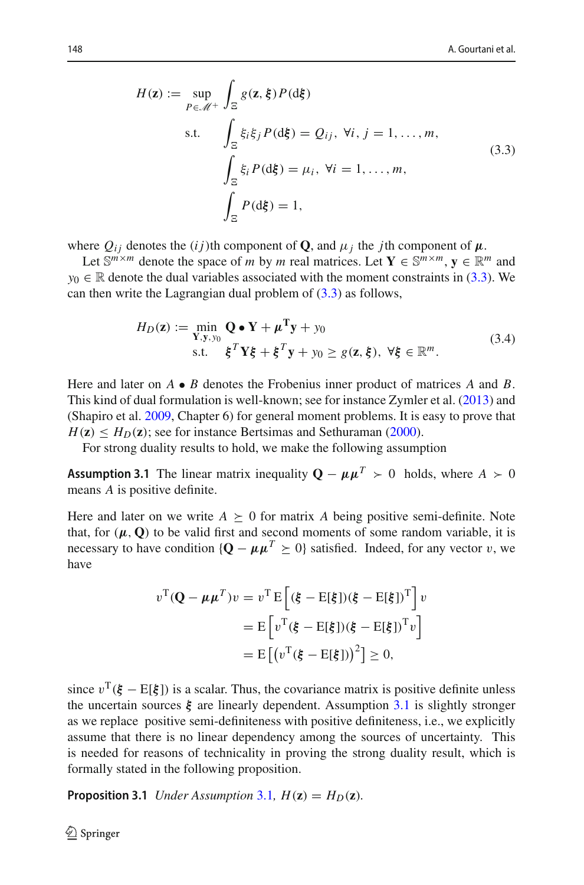$$
\begin{aligned}
H(\mathbf{z}) := \sup_{P \in \mathscr{M}^+} & \int_{\Xi} g(\mathbf{z}, \boldsymbol{\xi}) P(\mathrm{d}\boldsymbol{\xi}) \\
\text{s.t.} \quad & \int_{\Xi} \xi_i \xi_j P(\mathrm{d}\boldsymbol{\xi}) = Q_{ij}, \ \forall i, j = 1, \ldots, m, \\
& \int_{\Xi} \xi_i P(\mathrm{d}\boldsymbol{\xi}) = \mu_i, \ \forall i = 1, \ldots, m, \\
& \int_{\Xi} P(\mathrm{d}\boldsymbol{\xi}) = 1,
\end{aligned}
\tag{3.3}
$$

where $Q_{ij}$ denotes the $(ij)$th component of $\mathbf{Q}$, and $\mu_j$ the $j$th component of $\boldsymbol{\mu}$.

Let $\mathbb{S}^{m\times m}$ denote the space of $m$ by $m$ real matrices. Let $\mathbf{Y} \in \mathbb{S}^{m\times m}$, $\mathbf{y} \in \mathbb{R}^m$ and $y_0 \in \mathbb{R}$ denote the dual variables associated with the moment constraints in (3.3). We can then write the Lagrangian dual problem of (3.3) as follows,

$$
\begin{aligned}
H_D(\mathbf{z}) := \min_{\mathbf{Y}, \mathbf{y}, y_0} \ & \mathbf{Q} \bullet \mathbf{Y} + \boldsymbol{\mu}^{\mathbf{T}} \mathbf{y} + y_0 \\
\text{s.t.} \ & \boldsymbol{\xi}^T \mathbf{Y} \boldsymbol{\xi} + \boldsymbol{\xi}^T \mathbf{y} + y_0 \geq g(\mathbf{z}, \boldsymbol{\xi}), \ \forall \boldsymbol{\xi} \in \mathbb{R}^m.
\end{aligned}
\tag{3.4}
$$

Here and later on $A \bullet B$ denotes the Frobenius inner product of matrices $A$ and $B$. This kind of dual formulation is well-known; see for instance Zymler et al. (2013) and (Shapiro et al. 2009, Chapter 6) for general moment problems. It is easy to prove that $H(\mathbf{z}) \leq H_D(\mathbf{z})$; see for instance Bertsimas and Sethuraman (2000).

For strong duality results to hold, we make the following assumption

**Assumption 3.1** The linear matrix inequality $\mathbf{Q} - \boldsymbol{\mu}\boldsymbol{\mu}^T \succ 0$ holds, where $A \succ 0$ means $A$ is positive definite.

Here and later on we write $A \succeq 0$ for matrix $A$ being positive semi-definite. Note that, for $(\boldsymbol{\mu}, \mathbf{Q})$ to be valid first and second moments of some random variable, it is necessary to have condition $\{\mathbf{Q} - \boldsymbol{\mu}\boldsymbol{\mu}^T \succeq 0\}$ satisfied. Indeed, for any vector $v$, we have

$$
\begin{aligned}
v^{\mathrm{T}}(\mathbf{Q} - \boldsymbol{\mu}\boldsymbol{\mu}^T)v &= v^{\mathrm{T}}\,\mathrm{E}\left[(\boldsymbol{\xi} - \mathrm{E}[\boldsymbol{\xi}])(\boldsymbol{\xi} - \mathrm{E}[\boldsymbol{\xi}])^{\mathrm{T}}\right] v \\
&= \mathrm{E}\left[v^{\mathrm{T}}(\boldsymbol{\xi} - \mathrm{E}[\boldsymbol{\xi}])(\boldsymbol{\xi} - \mathrm{E}[\boldsymbol{\xi}])^{\mathrm{T}} v\right] \\
&= \mathrm{E}\left[\left(v^{\mathrm{T}}(\boldsymbol{\xi} - \mathrm{E}[\boldsymbol{\xi}])\right)^2\right] \geq 0,
\end{aligned}
$$

since $v^{\mathrm{T}}(\boldsymbol{\xi} - \mathrm{E}[\boldsymbol{\xi}])$ is a scalar. Thus, the covariance matrix is positive definite unless the uncertain sources $\boldsymbol{\xi}$ are linearly dependent. Assumption 3.1 is slightly stronger as we replace positive semi-definiteness with positive definiteness, i.e., we explicitly assume that there is no linear dependency among the sources of uncertainty. This is needed for reasons of technicality in proving the strong duality result, which is formally stated in the following proposition.

**Proposition 3.1** *Under Assumption 3.1, $H(\mathbf{z}) = H_D(\mathbf{z})$.*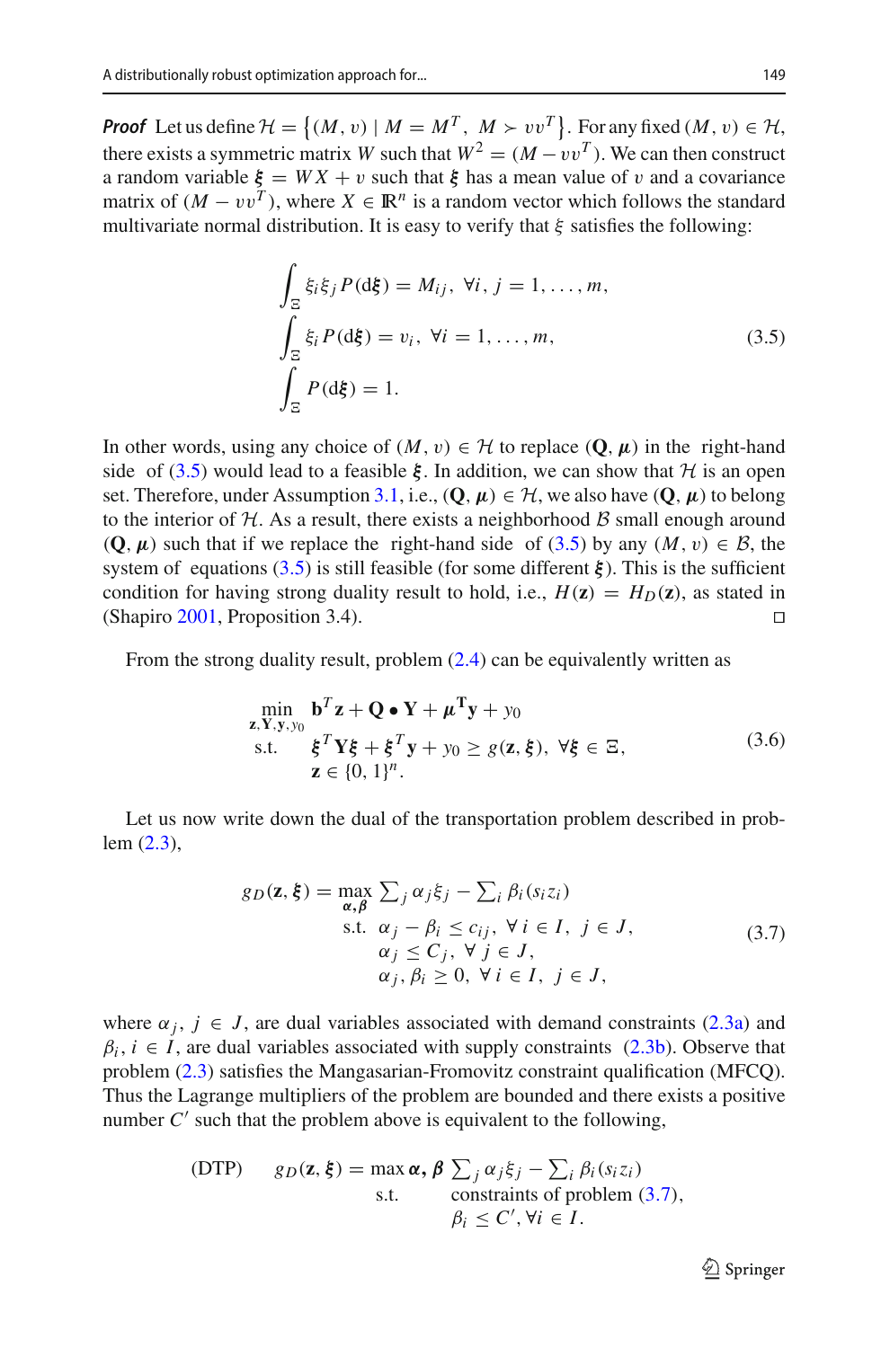***Proof*** Let us define $\mathcal{H} = \{(M, v) \mid M = M^T,\ M \succ vv^T\}$. For any fixed $(M, v) \in \mathcal{H}$, there exists a symmetric matrix $W$ such that $W^2 = (M - vv^T)$. We can then construct a random variable $\boldsymbol{\xi} = WX + v$ such that $\boldsymbol{\xi}$ has a mean value of $v$ and a covariance matrix of $(M - vv^T)$, where $X \in \mathbb{R}^n$ is a random vector which follows the standard multivariate normal distribution. It is easy to verify that $\xi$ satisfies the following:

$$
\begin{aligned}
&\int_{\Xi} \xi_i \xi_j P(\mathrm{d}\boldsymbol{\xi}) = M_{ij},\ \forall i, j = 1, \ldots, m, \\
&\int_{\Xi} \xi_i P(\mathrm{d}\boldsymbol{\xi}) = v_i,\ \forall i = 1, \ldots, m, \\
&\int_{\Xi} P(\mathrm{d}\boldsymbol{\xi}) = 1.
\end{aligned}
\tag{3.5}
$$

In other words, using any choice of $(M, v) \in \mathcal{H}$ to replace $(\mathbf{Q}, \boldsymbol{\mu})$ in the right-hand side of (3.5) would lead to a feasible $\boldsymbol{\xi}$. In addition, we can show that $\mathcal{H}$ is an open set. Therefore, under Assumption 3.1, i.e., $(\mathbf{Q}, \boldsymbol{\mu}) \in \mathcal{H}$, we also have $(\mathbf{Q}, \boldsymbol{\mu})$ to belong to the interior of $\mathcal{H}$. As a result, there exists a neighborhood $\mathcal{B}$ small enough around $(\mathbf{Q}, \boldsymbol{\mu})$ such that if we replace the right-hand side of (3.5) by any $(M, v) \in \mathcal{B}$, the system of equations (3.5) is still feasible (for some different $\boldsymbol{\xi}$). This is the sufficient condition for having strong duality result to hold, i.e., $H(\mathbf{z}) = H_D(\mathbf{z})$, as stated in (Shapiro 2001, Proposition 3.4). □

From the strong duality result, problem (2.4) can be equivalently written as

$$
\begin{aligned}
\min_{\mathbf{z}, \mathbf{Y}, \mathbf{y}, y_0} \quad & \mathbf{b}^T \mathbf{z} + \mathbf{Q} \bullet \mathbf{Y} + \boldsymbol{\mu}^{\mathbf{T}} \mathbf{y} + y_0 \\
\text{s.t.} \quad & \boldsymbol{\xi}^T \mathbf{Y} \boldsymbol{\xi} + \boldsymbol{\xi}^T \mathbf{y} + y_0 \geq g(\mathbf{z}, \boldsymbol{\xi}),\ \forall \boldsymbol{\xi} \in \Xi, \\
& \mathbf{z} \in \{0, 1\}^n.
\end{aligned}
\tag{3.6}
$$

Let us now write down the dual of the transportation problem described in problem (2.3),

$$
\begin{aligned}
g_D(\mathbf{z}, \boldsymbol{\xi}) = \max_{\boldsymbol{\alpha}, \boldsymbol{\beta}} \ & \textstyle\sum_j \alpha_j \xi_j - \sum_i \beta_i (s_i z_i) \\
\text{s.t.} \ & \alpha_j - \beta_i \leq c_{ij},\ \forall\, i \in I,\ j \in J, \\
& \alpha_j \leq C_j,\ \forall\, j \in J, \\
& \alpha_j, \beta_i \geq 0,\ \forall\, i \in I,\ j \in J,
\end{aligned}
\tag{3.7}
$$

where $\alpha_j,\ j \in J$, are dual variables associated with demand constraints (2.3a) and $\beta_i,\ i \in I$, are dual variables associated with supply constraints (2.3b). Observe that problem (2.3) satisfies the Mangasarian-Fromovitz constraint qualification (MFCQ). Thus the Lagrange multipliers of the problem are bounded and there exists a positive number $C'$ such that the problem above is equivalent to the following,

$$
\text{(DTP)} \quad
\begin{aligned}
g_D(\mathbf{z}, \boldsymbol{\xi}) = \max{}_{\boldsymbol{\alpha}, \boldsymbol{\beta}} \ & \textstyle\sum_j \alpha_j \xi_j - \sum_i \beta_i (s_i z_i) \\
\text{s.t.} \quad & \text{constraints of problem (3.7)}, \\
& \beta_i \leq C', \forall i \in I.
\end{aligned}
$$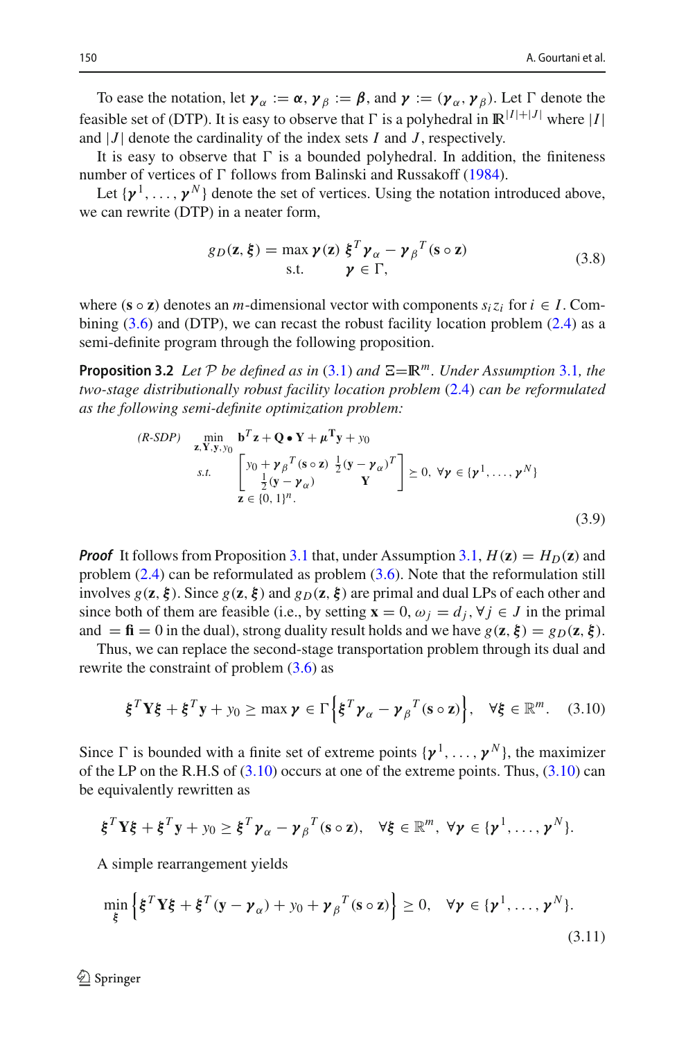To ease the notation, let $\boldsymbol{\gamma}_\alpha := \boldsymbol{\alpha}$, $\boldsymbol{\gamma}_\beta := \boldsymbol{\beta}$, and $\boldsymbol{\gamma} := (\boldsymbol{\gamma}_\alpha, \boldsymbol{\gamma}_\beta)$. Let $\Gamma$ denote the feasible set of (DTP). It is easy to observe that $\Gamma$ is a polyhedral in $\mathbb{R}^{|I|+|J|}$ where $|I|$ and $|J|$ denote the cardinality of the index sets $I$ and $J$, respectively.

It is easy to observe that $\Gamma$ is a bounded polyhedral. In addition, the finiteness number of vertices of $\Gamma$ follows from Balinski and Russakoff (1984).

Let $\{\boldsymbol{\gamma}^1, \ldots, \boldsymbol{\gamma}^N\}$ denote the set of vertices. Using the notation introduced above, we can rewrite (DTP) in a neater form,

$$
\begin{aligned}
g_D(\mathbf{z}, \boldsymbol{\xi}) = \max_{\boldsymbol{\gamma}(\mathbf{z})} \ & \boldsymbol{\xi}^T \boldsymbol{\gamma}_\alpha - \boldsymbol{\gamma}_\beta^{\,T}(\mathbf{s} \circ \mathbf{z}) \\
\text{s.t.} \ & \boldsymbol{\gamma} \in \Gamma,
\end{aligned}
\tag{3.8}
$$

where $(\mathbf{s} \circ \mathbf{z})$ denotes an $m$-dimensional vector with components $s_i z_i$ for $i \in I$. Combining (3.6) and (DTP), we can recast the robust facility location problem (2.4) as a semi-definite program through the following proposition.

**Proposition 3.2** *Let $\mathcal{P}$ be defined as in (3.1) and $\Xi=\mathbb{R}^m$. Under Assumption 3.1, the two-stage distributionally robust facility location problem (2.4) can be reformulated as the following semi-definite optimization problem:*

$$
\begin{aligned}
\text{(R-SDP)} \quad \min_{\mathbf{z}, \mathbf{Y}, \mathbf{y}, y_0} \ & \mathbf{b}^T \mathbf{z} + \mathbf{Q} \bullet \mathbf{Y} + \boldsymbol{\mu}^{\mathbf{T}} \mathbf{y} + y_0 \\
\text{s.t.} \ & \begin{bmatrix} y_0 + \boldsymbol{\gamma}_\beta^{\,T}(\mathbf{s} \circ \mathbf{z}) & \frac{1}{2}(\mathbf{y} - \boldsymbol{\gamma}_\alpha)^T \\ \frac{1}{2}(\mathbf{y} - \boldsymbol{\gamma}_\alpha) & \mathbf{Y} \end{bmatrix} \succeq 0, \ \forall \boldsymbol{\gamma} \in \{\boldsymbol{\gamma}^1, \ldots, \boldsymbol{\gamma}^N\} \\
& \mathbf{z} \in \{0, 1\}^n.
\end{aligned}
\tag{3.9}
$$

***Proof*** It follows from Proposition 3.1 that, under Assumption 3.1, $H(\mathbf{z}) = H_D(\mathbf{z})$ and problem (2.4) can be reformulated as problem (3.6). Note that the reformulation still involves $g(\mathbf{z}, \boldsymbol{\xi})$. Since $g(\mathbf{z}, \boldsymbol{\xi})$ and $g_D(\mathbf{z}, \boldsymbol{\xi})$ are primal and dual LPs of each other and since both of them are feasible (i.e., by setting $\mathbf{x} = 0$, $\omega_j = d_j, \forall j \in J$ in the primal and $= \mathbf{fi} = 0$ in the dual), strong duality result holds and we have $g(\mathbf{z}, \boldsymbol{\xi}) = g_D(\mathbf{z}, \boldsymbol{\xi})$.

Thus, we can replace the second-stage transportation problem through its dual and rewrite the constraint of problem (3.6) as

$$
\boldsymbol{\xi}^T \mathbf{Y} \boldsymbol{\xi} + \boldsymbol{\xi}^T \mathbf{y} + y_0 \geq \max \boldsymbol{\gamma} \in \Gamma \left\{ \boldsymbol{\xi}^T \boldsymbol{\gamma}_\alpha - \boldsymbol{\gamma}_\beta^{\,T}(\mathbf{s} \circ \mathbf{z}) \right\}, \quad \forall \boldsymbol{\xi} \in \mathbb{R}^m. \tag{3.10}
$$

Since $\Gamma$ is bounded with a finite set of extreme points $\{\boldsymbol{\gamma}^1, \ldots, \boldsymbol{\gamma}^N\}$, the maximizer of the LP on the R.H.S of (3.10) occurs at one of the extreme points. Thus, (3.10) can be equivalently rewritten as

$$
\boldsymbol{\xi}^T \mathbf{Y} \boldsymbol{\xi} + \boldsymbol{\xi}^T \mathbf{y} + y_0 \geq \boldsymbol{\xi}^T \boldsymbol{\gamma}_\alpha - \boldsymbol{\gamma}_\beta^{\,T}(\mathbf{s} \circ \mathbf{z}), \quad \forall \boldsymbol{\xi} \in \mathbb{R}^m, \ \forall \boldsymbol{\gamma} \in \{\boldsymbol{\gamma}^1, \ldots, \boldsymbol{\gamma}^N\}.
$$

A simple rearrangement yields

$$
\min_{\boldsymbol{\xi}} \left\{ \boldsymbol{\xi}^T \mathbf{Y} \boldsymbol{\xi} + \boldsymbol{\xi}^T (\mathbf{y} - \boldsymbol{\gamma}_\alpha) + y_0 + \boldsymbol{\gamma}_\beta^{\,T}(\mathbf{s} \circ \mathbf{z}) \right\} \geq 0, \quad \forall \boldsymbol{\gamma} \in \{\boldsymbol{\gamma}^1, \ldots, \boldsymbol{\gamma}^N\}.
\tag{3.11}
$$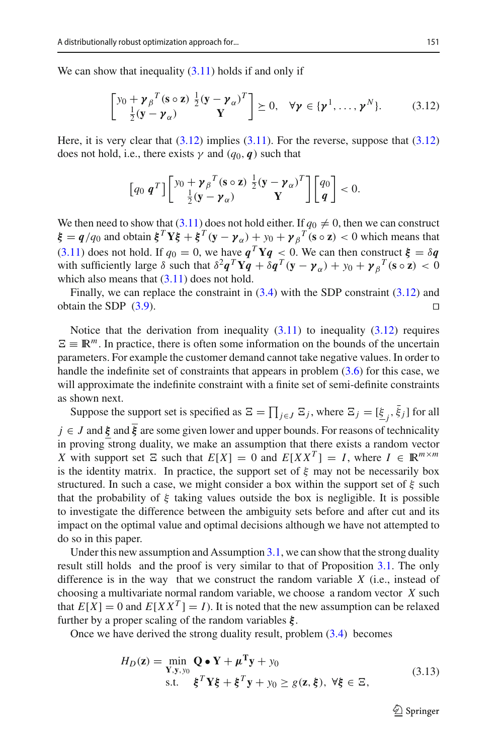We can show that inequality (3.11) holds if and only if

$$\begin{bmatrix} y_0 + \boldsymbol{\gamma}_\beta{}^T(\mathbf{s} \circ \mathbf{z}) & \frac{1}{2}(\mathbf{y} - \boldsymbol{\gamma}_\alpha)^T \\ \frac{1}{2}(\mathbf{y} - \boldsymbol{\gamma}_\alpha) & \mathbf{Y} \end{bmatrix} \succeq 0, \quad \forall \boldsymbol{\gamma} \in \{\boldsymbol{\gamma}^1, \ldots, \boldsymbol{\gamma}^N\}. \tag{3.12}$$

Here, it is very clear that (3.12) implies (3.11). For the reverse, suppose that (3.12) does not hold, i.e., there exists $\gamma$ and $(q_0, \boldsymbol{q})$ such that

$$\begin{bmatrix} q_0 & \boldsymbol{q}^T \end{bmatrix} \begin{bmatrix} y_0 + \boldsymbol{\gamma}_\beta{}^T(\mathbf{s} \circ \mathbf{z}) & \frac{1}{2}(\mathbf{y} - \boldsymbol{\gamma}_\alpha)^T \\ \frac{1}{2}(\mathbf{y} - \boldsymbol{\gamma}_\alpha) & \mathbf{Y} \end{bmatrix} \begin{bmatrix} q_0 \\ \boldsymbol{q} \end{bmatrix} < 0.$$

We then need to show that (3.11) does not hold either. If $q_0 \neq 0$, then we can construct $\boldsymbol{\xi} = \boldsymbol{q}/q_0$ and obtain $\boldsymbol{\xi}^T\mathbf{Y}\boldsymbol{\xi} + \boldsymbol{\xi}^T(\mathbf{y} - \boldsymbol{\gamma}_\alpha) + y_0 + \boldsymbol{\gamma}_\beta{}^T(\mathbf{s} \circ \mathbf{z}) < 0$ which means that (3.11) does not hold. If $q_0 = 0$, we have $\boldsymbol{q}^T\mathbf{Y}\boldsymbol{q} < 0$. We can then construct $\boldsymbol{\xi} = \delta\boldsymbol{q}$ with sufficiently large $\delta$ such that $\delta^2\boldsymbol{q}^T\mathbf{Y}\boldsymbol{q} + \delta\boldsymbol{q}^T(\mathbf{y} - \boldsymbol{\gamma}_\alpha) + y_0 + \boldsymbol{\gamma}_\beta{}^T(\mathbf{s} \circ \mathbf{z}) < 0$ which also means that (3.11) does not hold.

Finally, we can replace the constraint in (3.4) with the SDP constraint (3.12) and obtain the SDP (3.9). □

Notice that the derivation from inequality (3.11) to inequality (3.12) requires $\Xi \equiv \mathbb{R}^m$. In practice, there is often some information on the bounds of the uncertain parameters. For example the customer demand cannot take negative values. In order to handle the indefinite set of constraints that appears in problem (3.6) for this case, we will approximate the indefinite constraint with a finite set of semi-definite constraints as shown next.

Suppose the support set is specified as $\Xi = \prod_{j \in J} \Xi_j$, where $\Xi_j = [\underline{\xi}_j, \bar{\xi}_j]$ for all $j \in J$ and $\underline{\boldsymbol{\xi}}$ and $\bar{\boldsymbol{\xi}}$ are some given lower and upper bounds. For reasons of technicality in proving strong duality, we make an assumption that there exists a random vector $X$ with support set $\Xi$ such that $E[X] = 0$ and $E[XX^T] = I$, where $I \in \mathbb{R}^{m \times m}$ is the identity matrix. In practice, the support set of $\xi$ may not be necessarily box structured. In such a case, we might consider a box within the support set of $\xi$ such that the probability of $\xi$ taking values outside the box is negligible. It is possible to investigate the difference between the ambiguity sets before and after cut and its impact on the optimal value and optimal decisions although we have not attempted to do so in this paper.

Under this new assumption and Assumption 3.1, we can show that the strong duality result still holds and the proof is very similar to that of Proposition 3.1. The only difference is in the way that we construct the random variable $X$ (i.e., instead of choosing a multivariate normal random variable, we choose a random vector $X$ such that $E[X] = 0$ and $E[XX^T] = I$). It is noted that the new assumption can be relaxed further by a proper scaling of the random variables $\boldsymbol{\xi}$.

Once we have derived the strong duality result, problem (3.4) becomes

$$\begin{aligned} H_D(\mathbf{z}) = \min_{\mathbf{Y}, \mathbf{y}, y_0} \ & \mathbf{Q} \bullet \mathbf{Y} + \boldsymbol{\mu}^{\mathbf{T}}\mathbf{y} + y_0 \\ \text{s.t.} \ & \boldsymbol{\xi}^T\mathbf{Y}\boldsymbol{\xi} + \boldsymbol{\xi}^T\mathbf{y} + y_0 \geq g(\mathbf{z}, \boldsymbol{\xi}), \ \forall \boldsymbol{\xi} \in \Xi, \end{aligned} \tag{3.13}$$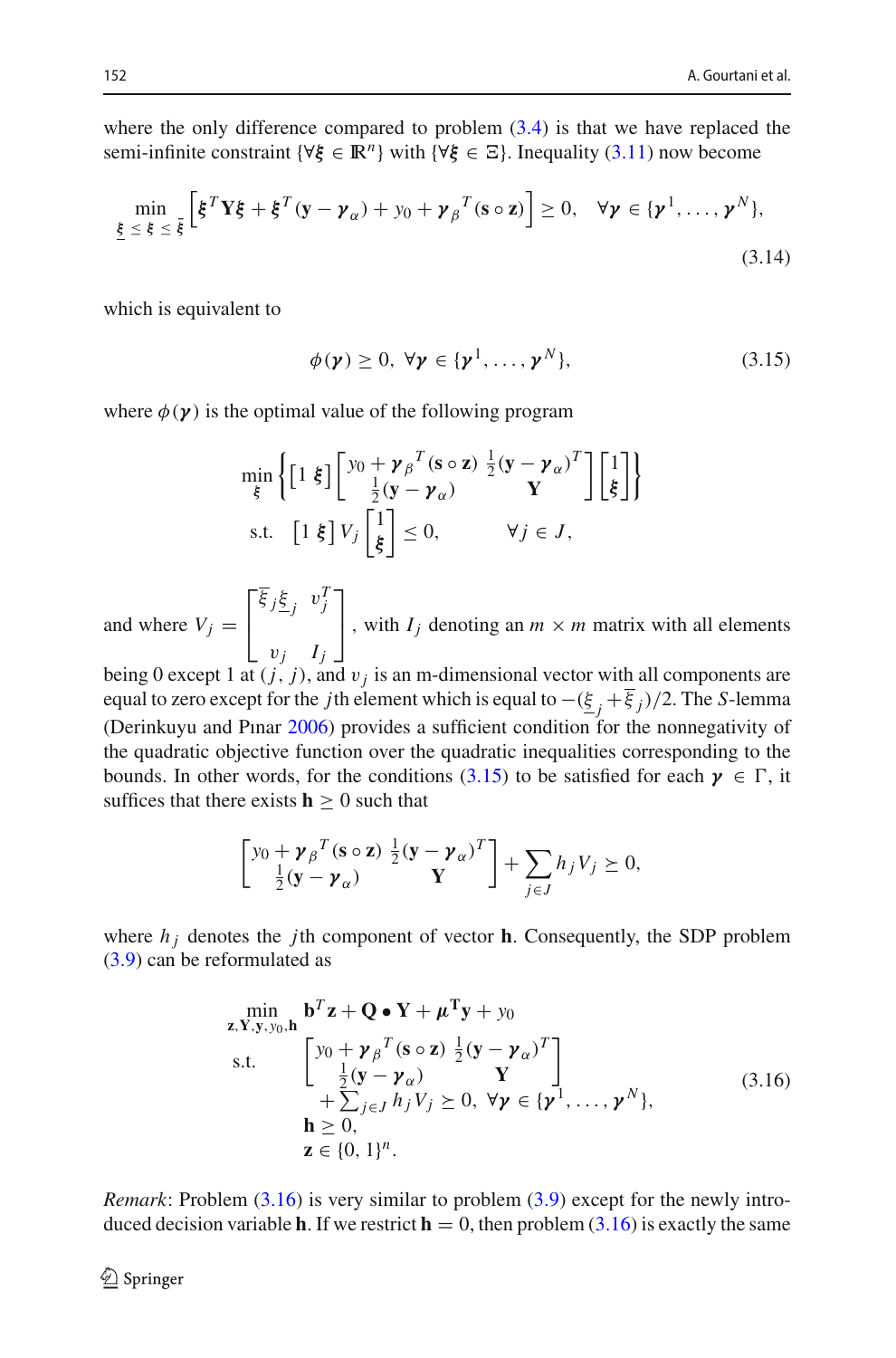where the only difference compared to problem (3.4) is that we have replaced the semi-infinite constraint $\{\forall \boldsymbol{\xi} \in \mathbb{R}^n\}$ with $\{\forall \boldsymbol{\xi} \in \Xi\}$. Inequality (3.11) now become

$$\min_{\underline{\boldsymbol{\xi}} \leq \boldsymbol{\xi} \leq \bar{\boldsymbol{\xi}}} \left[ \boldsymbol{\xi}^T \mathbf{Y} \boldsymbol{\xi} + \boldsymbol{\xi}^T (\mathbf{y} - \boldsymbol{\gamma}_\alpha) + y_0 + \boldsymbol{\gamma}_\beta{}^T (\mathbf{s} \circ \mathbf{z}) \right] \geq 0, \quad \forall \boldsymbol{\gamma} \in \{\boldsymbol{\gamma}^1, \ldots, \boldsymbol{\gamma}^N\}, \tag{3.14}$$

which is equivalent to

$$\phi(\boldsymbol{\gamma}) \geq 0, \ \forall \boldsymbol{\gamma} \in \{\boldsymbol{\gamma}^1, \ldots, \boldsymbol{\gamma}^N\}, \tag{3.15}$$

where $\phi(\boldsymbol{\gamma})$ is the optimal value of the following program

$$\begin{aligned} \min_{\boldsymbol{\xi}} & \left\{ \begin{bmatrix} 1 & \boldsymbol{\xi} \end{bmatrix} \begin{bmatrix} y_0 + \boldsymbol{\gamma}_\beta{}^T (\mathbf{s} \circ \mathbf{z}) & \frac{1}{2} (\mathbf{y} - \boldsymbol{\gamma}_\alpha)^T \\ \frac{1}{2} (\mathbf{y} - \boldsymbol{\gamma}_\alpha) & \mathbf{Y} \end{bmatrix} \begin{bmatrix} 1 \\ \boldsymbol{\xi} \end{bmatrix} \right\} \\ \text{s.t.} & \quad \begin{bmatrix} 1 & \boldsymbol{\xi} \end{bmatrix} V_j \begin{bmatrix} 1 \\ \boldsymbol{\xi} \end{bmatrix} \leq 0, \qquad \forall j \in J, \end{aligned}$$

and where $V_j = \begin{bmatrix} \bar{\xi}_j \underline{\xi}_j & v_j^T \\ v_j & I_j \end{bmatrix}$, with $I_j$ denoting an $m \times m$ matrix with all elements being 0 except 1 at $(j, j)$, and $v_j$ is an m-dimensional vector with all components are equal to zero except for the $j$th element which is equal to $-(\underline{\xi}_j + \bar{\xi}_j)/2$. The $S$-lemma (Derinkuyu and Pınar 2006) provides a sufficient condition for the nonnegativity of the quadratic objective function over the quadratic inequalities corresponding to the bounds. In other words, for the conditions (3.15) to be satisfied for each $\boldsymbol{\gamma} \in \Gamma$, it suffices that there exists $\mathbf{h} \geq 0$ such that

$$\begin{bmatrix} y_0 + \boldsymbol{\gamma}_\beta{}^T (\mathbf{s} \circ \mathbf{z}) & \frac{1}{2} (\mathbf{y} - \boldsymbol{\gamma}_\alpha)^T \\ \frac{1}{2} (\mathbf{y} - \boldsymbol{\gamma}_\alpha) & \mathbf{Y} \end{bmatrix} + \sum_{j \in J} h_j V_j \succeq 0,$$

where $h_j$ denotes the $j$th component of vector $\mathbf{h}$. Consequently, the SDP problem (3.9) can be reformulated as

$$\begin{aligned} \min_{\mathbf{z}, \mathbf{Y}, \mathbf{y}, y_0, \mathbf{h}} \quad & \mathbf{b}^T \mathbf{z} + \mathbf{Q} \bullet \mathbf{Y} + \boldsymbol{\mu}^{\mathbf{T}} \mathbf{y} + y_0 \\ \text{s.t.} \quad & \begin{bmatrix} y_0 + \boldsymbol{\gamma}_\beta{}^T (\mathbf{s} \circ \mathbf{z}) & \frac{1}{2} (\mathbf{y} - \boldsymbol{\gamma}_\alpha)^T \\ \frac{1}{2} (\mathbf{y} - \boldsymbol{\gamma}_\alpha) & \mathbf{Y} \end{bmatrix} \\ & \quad + \textstyle\sum_{j \in J} h_j V_j \succeq 0, \ \forall \boldsymbol{\gamma} \in \{\boldsymbol{\gamma}^1, \ldots, \boldsymbol{\gamma}^N\}, \\ & \mathbf{h} \geq 0, \\ & \mathbf{z} \in \{0, 1\}^n. \end{aligned} \tag{3.16}$$

*Remark*: Problem (3.16) is very similar to problem (3.9) except for the newly introduced decision variable $\mathbf{h}$. If we restrict $\mathbf{h} = 0$, then problem (3.16) is exactly the same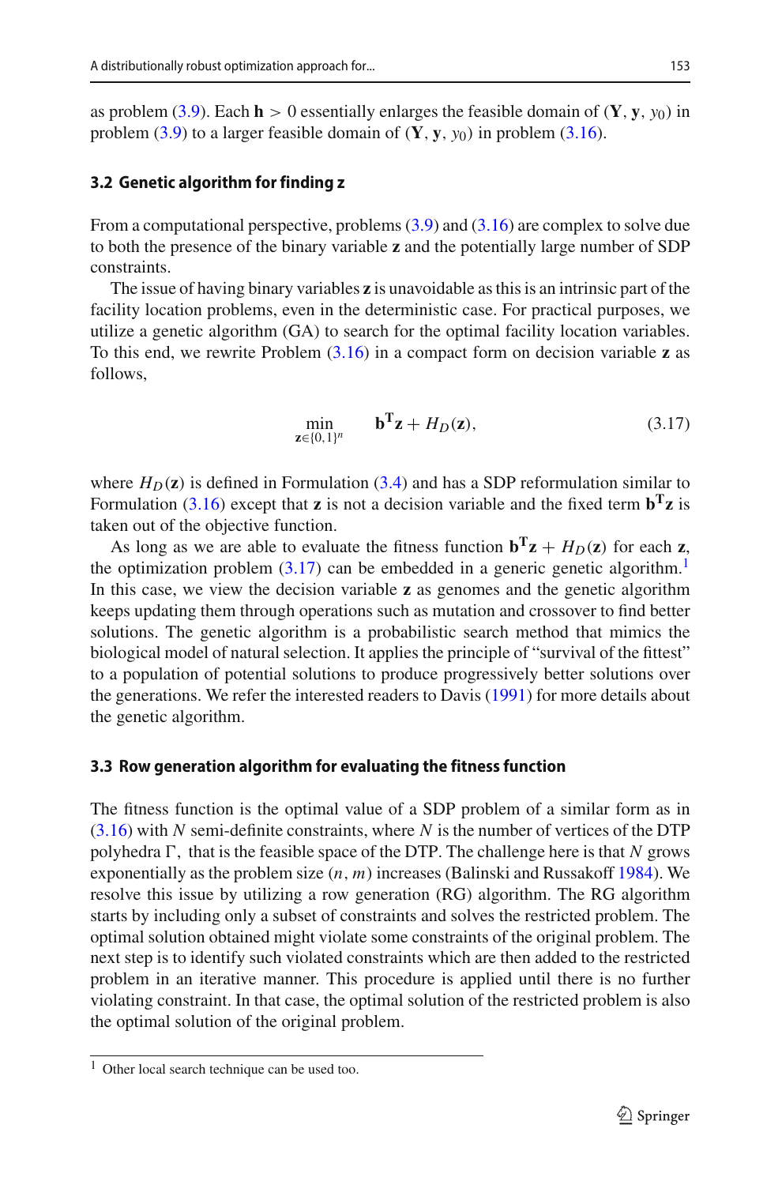as problem (3.9). Each $\mathbf{h} > 0$ essentially enlarges the feasible domain of $(\mathbf{Y}, \mathbf{y}, y_0)$ in problem (3.9) to a larger feasible domain of $(\mathbf{Y}, \mathbf{y}, y_0)$ in problem (3.16).

### 3.2 Genetic algorithm for finding z

From a computational perspective, problems (3.9) and (3.16) are complex to solve due to both the presence of the binary variable $\mathbf{z}$ and the potentially large number of SDP constraints.

The issue of having binary variables $\mathbf{z}$ is unavoidable as this is an intrinsic part of the facility location problems, even in the deterministic case. For practical purposes, we utilize a genetic algorithm (GA) to search for the optimal facility location variables. To this end, we rewrite Problem (3.16) in a compact form on decision variable $\mathbf{z}$ as follows,

$$\min_{\mathbf{z}\in\{0,1\}^n} \quad \mathbf{b}^{\mathbf{T}}\mathbf{z} + H_D(\mathbf{z}), \tag{3.17}$$

where $H_D(\mathbf{z})$ is defined in Formulation (3.4) and has a SDP reformulation similar to Formulation (3.16) except that $\mathbf{z}$ is not a decision variable and the fixed term $\mathbf{b}^{\mathbf{T}}\mathbf{z}$ is taken out of the objective function.

As long as we are able to evaluate the fitness function $\mathbf{b}^{\mathbf{T}}\mathbf{z} + H_D(\mathbf{z})$ for each $\mathbf{z}$, the optimization problem (3.17) can be embedded in a generic genetic algorithm.[1] In this case, we view the decision variable $\mathbf{z}$ as genomes and the genetic algorithm keeps updating them through operations such as mutation and crossover to find better solutions. The genetic algorithm is a probabilistic search method that mimics the biological model of natural selection. It applies the principle of "survival of the fittest" to a population of potential solutions to produce progressively better solutions over the generations. We refer the interested readers to Davis (1991) for more details about the genetic algorithm.

### 3.3 Row generation algorithm for evaluating the fitness function

The fitness function is the optimal value of a SDP problem of a similar form as in (3.16) with $N$ semi-definite constraints, where $N$ is the number of vertices of the DTP polyhedra $\Gamma$, that is the feasible space of the DTP. The challenge here is that $N$ grows exponentially as the problem size $(n, m)$ increases (Balinski and Russakoff 1984). We resolve this issue by utilizing a row generation (RG) algorithm. The RG algorithm starts by including only a subset of constraints and solves the restricted problem. The optimal solution obtained might violate some constraints of the original problem. The next step is to identify such violated constraints which are then added to the restricted problem in an iterative manner. This procedure is applied until there is no further violating constraint. In that case, the optimal solution of the restricted problem is also the optimal solution of the original problem.

[1] Other local search technique can be used too.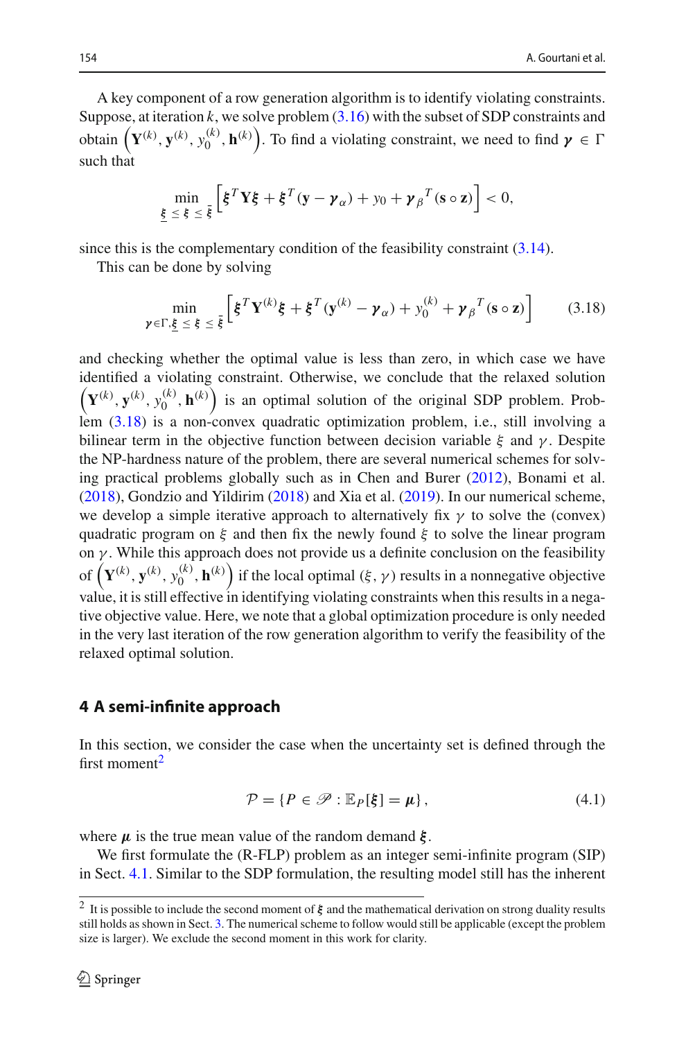A key component of a row generation algorithm is to identify violating constraints. Suppose, at iteration $k$, we solve problem (3.16) with the subset of SDP constraints and obtain $\left(\mathbf{Y}^{(k)}, \mathbf{y}^{(k)}, y_0^{(k)}, \mathbf{h}^{(k)}\right)$. To find a violating constraint, we need to find $\boldsymbol{\gamma} \in \Gamma$ such that

$$
\min_{\underline{\boldsymbol{\xi}} \leq \boldsymbol{\xi} \leq \bar{\boldsymbol{\xi}}} \left[ \boldsymbol{\xi}^T \mathbf{Y} \boldsymbol{\xi} + \boldsymbol{\xi}^T (\mathbf{y} - \boldsymbol{\gamma}_{\alpha}) + y_0 + {\boldsymbol{\gamma}_{\beta}}^T (\mathbf{s} \circ \mathbf{z}) \right] < 0,
$$

since this is the complementary condition of the feasibility constraint (3.14).

This can be done by solving

$$
\min_{\boldsymbol{\gamma} \in \Gamma, \underline{\boldsymbol{\xi}} \leq \boldsymbol{\xi} \leq \bar{\boldsymbol{\xi}}} \left[ \boldsymbol{\xi}^T \mathbf{Y}^{(k)} \boldsymbol{\xi} + \boldsymbol{\xi}^T (\mathbf{y}^{(k)} - \boldsymbol{\gamma}_{\alpha}) + y_0^{(k)} + {\boldsymbol{\gamma}_{\beta}}^T (\mathbf{s} \circ \mathbf{z}) \right] \tag{3.18}
$$

and checking whether the optimal value is less than zero, in which case we have identified a violating constraint. Otherwise, we conclude that the relaxed solution $\left(\mathbf{Y}^{(k)}, \mathbf{y}^{(k)}, y_0^{(k)}, \mathbf{h}^{(k)}\right)$ is an optimal solution of the original SDP problem. Problem (3.18) is a non-convex quadratic optimization problem, i.e., still involving a bilinear term in the objective function between decision variable $\xi$ and $\gamma$. Despite the NP-hardness nature of the problem, there are several numerical schemes for solving practical problems globally such as in Chen and Burer (2012), Bonami et al. (2018), Gondzio and Yildirim (2018) and Xia et al. (2019). In our numerical scheme, we develop a simple iterative approach to alternatively fix $\gamma$ to solve the (convex) quadratic program on $\xi$ and then fix the newly found $\xi$ to solve the linear program on $\gamma$. While this approach does not provide us a definite conclusion on the feasibility of $\left(\mathbf{Y}^{(k)}, \mathbf{y}^{(k)}, y_0^{(k)}, \mathbf{h}^{(k)}\right)$ if the local optimal $(\xi, \gamma)$ results in a nonnegative objective value, it is still effective in identifying violating constraints when this results in a negative objective value. Here, we note that a global optimization procedure is only needed in the very last iteration of the row generation algorithm to verify the feasibility of the relaxed optimal solution.

## 4 A semi-infinite approach

In this section, we consider the case when the uncertainty set is defined through the first moment[2]

$$
\mathcal{P} = \{ P \in \mathscr{P} : \mathbb{E}_P[\boldsymbol{\xi}] = \boldsymbol{\mu} \}, \tag{4.1}
$$

where $\boldsymbol{\mu}$ is the true mean value of the random demand $\boldsymbol{\xi}$.

We first formulate the (R-FLP) problem as an integer semi-infinite program (SIP) in Sect. 4.1. Similar to the SDP formulation, the resulting model still has the inherent

[2] It is possible to include the second moment of $\boldsymbol{\xi}$ and the mathematical derivation on strong duality results still holds as shown in Sect. 3. The numerical scheme to follow would still be applicable (except the problem size is larger). We exclude the second moment in this work for clarity.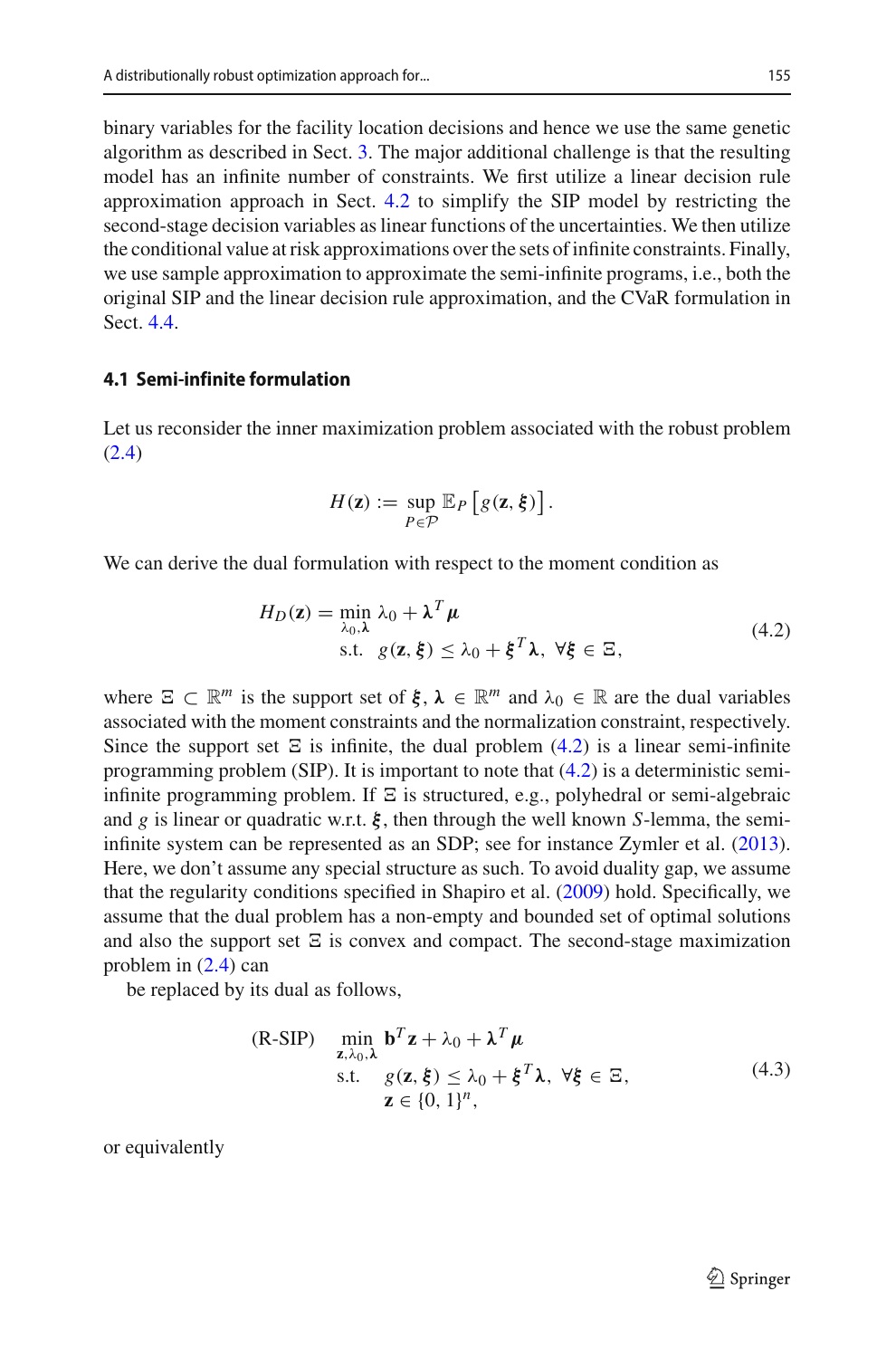binary variables for the facility location decisions and hence we use the same genetic algorithm as described in Sect. 3. The major additional challenge is that the resulting model has an infinite number of constraints. We first utilize a linear decision rule approximation approach in Sect. 4.2 to simplify the SIP model by restricting the second-stage decision variables as linear functions of the uncertainties. We then utilize the conditional value at risk approximations over the sets of infinite constraints. Finally, we use sample approximation to approximate the semi-infinite programs, i.e., both the original SIP and the linear decision rule approximation, and the CVaR formulation in Sect. 4.4.

### 4.1 Semi-infinite formulation

Let us reconsider the inner maximization problem associated with the robust problem (2.4)

$$H(\mathbf{z}) := \sup_{P \in \mathcal{P}} \mathbb{E}_P \left[ g(\mathbf{z}, \boldsymbol{\xi}) \right].$$

We can derive the dual formulation with respect to the moment condition as

$$\begin{aligned} H_D(\mathbf{z}) = \min_{\lambda_0, \boldsymbol{\lambda}} \ & \lambda_0 + \boldsymbol{\lambda}^T \boldsymbol{\mu} \\ \text{s.t.} \ \ & g(\mathbf{z}, \boldsymbol{\xi}) \le \lambda_0 + \boldsymbol{\xi}^T \boldsymbol{\lambda}, \ \forall \boldsymbol{\xi} \in \Xi, \end{aligned} \tag{4.2}$$

where $\Xi \subset \mathbb{R}^m$ is the support set of $\boldsymbol{\xi}$, $\boldsymbol{\lambda} \in \mathbb{R}^m$ and $\lambda_0 \in \mathbb{R}$ are the dual variables associated with the moment constraints and the normalization constraint, respectively. Since the support set $\Xi$ is infinite, the dual problem (4.2) is a linear semi-infinite programming problem (SIP). It is important to note that (4.2) is a deterministic semi-infinite programming problem. If $\Xi$ is structured, e.g., polyhedral or semi-algebraic and $g$ is linear or quadratic w.r.t. $\boldsymbol{\xi}$, then through the well known $S$-lemma, the semi-infinite system can be represented as an SDP; see for instance Zymler et al. (2013). Here, we don't assume any special structure as such. To avoid duality gap, we assume that the regularity conditions specified in Shapiro et al. (2009) hold. Specifically, we assume that the dual problem has a non-empty and bounded set of optimal solutions and also the support set $\Xi$ is convex and compact. The second-stage maximization problem in (2.4) can

be replaced by its dual as follows,

$$\begin{aligned} \text{(R-SIP)} \quad \min_{\mathbf{z}, \lambda_0, \boldsymbol{\lambda}} \ & \mathbf{b}^T \mathbf{z} + \lambda_0 + \boldsymbol{\lambda}^T \boldsymbol{\mu} \\ \text{s.t.} \ \ & g(\mathbf{z}, \boldsymbol{\xi}) \le \lambda_0 + \boldsymbol{\xi}^T \boldsymbol{\lambda}, \ \forall \boldsymbol{\xi} \in \Xi, \\ & \mathbf{z} \in \{0, 1\}^n, \end{aligned} \tag{4.3}$$

or equivalently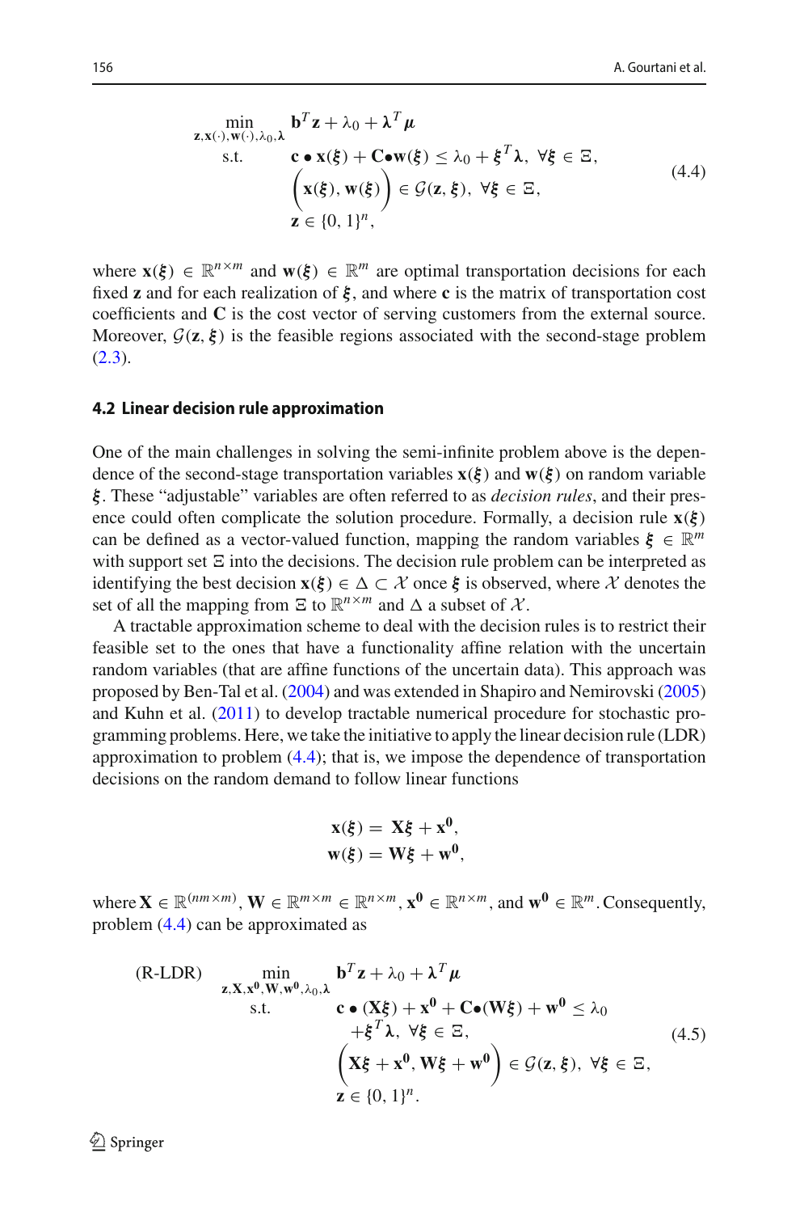$$
\begin{aligned}
\min_{\mathbf{z},\mathbf{x}(\cdot),\mathbf{w}(\cdot),\lambda_0,\boldsymbol{\lambda}} \quad & \mathbf{b}^T\mathbf{z} + \lambda_0 + \boldsymbol{\lambda}^T\boldsymbol{\mu} \\
\text{s.t.} \quad & \mathbf{c} \bullet \mathbf{x}(\boldsymbol{\xi}) + \mathbf{C} \bullet \mathbf{w}(\boldsymbol{\xi}) \le \lambda_0 + \boldsymbol{\xi}^T\boldsymbol{\lambda}, \ \forall \boldsymbol{\xi} \in \Xi, \\
& \Big(\mathbf{x}(\boldsymbol{\xi}), \mathbf{w}(\boldsymbol{\xi})\Big) \in \mathcal{G}(\mathbf{z}, \boldsymbol{\xi}), \ \forall \boldsymbol{\xi} \in \Xi, \\
& \mathbf{z} \in \{0,1\}^n,
\end{aligned}
\tag{4.4}
$$

where $\mathbf{x}(\boldsymbol{\xi}) \in \mathbb{R}^{n\times m}$ and $\mathbf{w}(\boldsymbol{\xi}) \in \mathbb{R}^m$ are optimal transportation decisions for each fixed $\mathbf{z}$ and for each realization of $\boldsymbol{\xi}$, and where $\mathbf{c}$ is the matrix of transportation cost coefficients and $\mathbf{C}$ is the cost vector of serving customers from the external source. Moreover, $\mathcal{G}(\mathbf{z}, \boldsymbol{\xi})$ is the feasible regions associated with the second-stage problem (2.3).

### 4.2 Linear decision rule approximation

One of the main challenges in solving the semi-infinite problem above is the dependence of the second-stage transportation variables $\mathbf{x}(\boldsymbol{\xi})$ and $\mathbf{w}(\boldsymbol{\xi})$ on random variable $\boldsymbol{\xi}$. These "adjustable" variables are often referred to as *decision rules*, and their presence could often complicate the solution procedure. Formally, a decision rule $\mathbf{x}(\boldsymbol{\xi})$ can be defined as a vector-valued function, mapping the random variables $\boldsymbol{\xi} \in \mathbb{R}^m$ with support set $\Xi$ into the decisions. The decision rule problem can be interpreted as identifying the best decision $\mathbf{x}(\boldsymbol{\xi}) \in \Delta \subset \mathcal{X}$ once $\boldsymbol{\xi}$ is observed, where $\mathcal{X}$ denotes the set of all the mapping from $\Xi$ to $\mathbb{R}^{n\times m}$ and $\Delta$ a subset of $\mathcal{X}$.

A tractable approximation scheme to deal with the decision rules is to restrict their feasible set to the ones that have a functionality affine relation with the uncertain random variables (that are affine functions of the uncertain data). This approach was proposed by Ben-Tal et al. (2004) and was extended in Shapiro and Nemirovski (2005) and Kuhn et al. (2011) to develop tractable numerical procedure for stochastic programming problems. Here, we take the initiative to apply the linear decision rule (LDR) approximation to problem (4.4); that is, we impose the dependence of transportation decisions on the random demand to follow linear functions

$$
\begin{aligned}
\mathbf{x}(\boldsymbol{\xi}) &= \mathbf{X}\boldsymbol{\xi} + \mathbf{x^0}, \\
\mathbf{w}(\boldsymbol{\xi}) &= \mathbf{W}\boldsymbol{\xi} + \mathbf{w^0},
\end{aligned}
$$

where $\mathbf{X} \in \mathbb{R}^{(nm\times m)}$, $\mathbf{W} \in \mathbb{R}^{m\times m} \in \mathbb{R}^{n\times m}$, $\mathbf{x^0} \in \mathbb{R}^{n\times m}$, and $\mathbf{w^0} \in \mathbb{R}^m$. Consequently, problem (4.4) can be approximated as

$$
\text{(R-LDR)} \quad
\begin{aligned}
\min_{\mathbf{z},\mathbf{X},\mathbf{x^0},\mathbf{W},\mathbf{w^0},\lambda_0,\boldsymbol{\lambda}} \quad & \mathbf{b}^T\mathbf{z} + \lambda_0 + \boldsymbol{\lambda}^T\boldsymbol{\mu} \\
\text{s.t.} \quad & \mathbf{c} \bullet (\mathbf{X}\boldsymbol{\xi}) + \mathbf{x^0} + \mathbf{C} \bullet (\mathbf{W}\boldsymbol{\xi}) + \mathbf{w^0} \le \lambda_0 \\
& + \boldsymbol{\xi}^T\boldsymbol{\lambda}, \ \forall \boldsymbol{\xi} \in \Xi, \\
& \Big(\mathbf{X}\boldsymbol{\xi} + \mathbf{x^0}, \mathbf{W}\boldsymbol{\xi} + \mathbf{w^0}\Big) \in \mathcal{G}(\mathbf{z}, \boldsymbol{\xi}), \ \forall \boldsymbol{\xi} \in \Xi, \\
& \mathbf{z} \in \{0,1\}^n.
\end{aligned}
\tag{4.5}
$$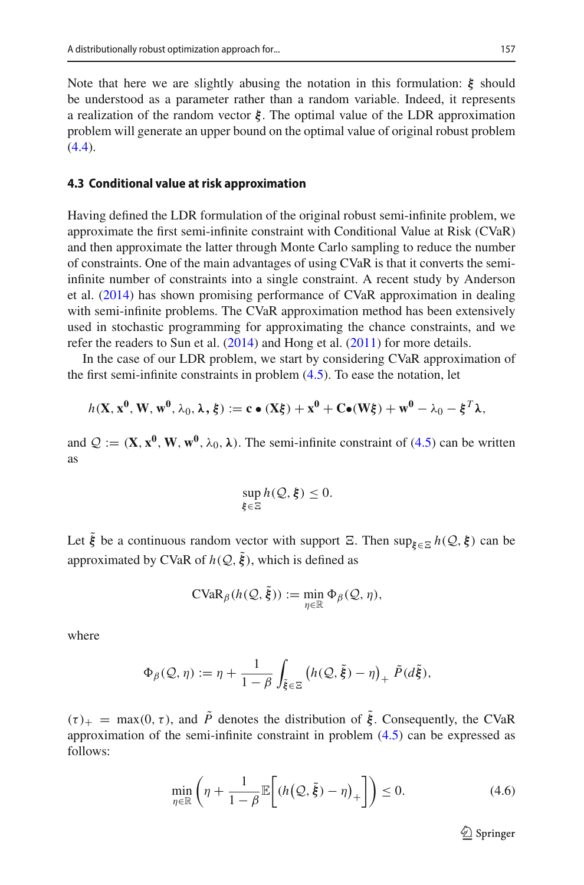Note that here we are slightly abusing the notation in this formulation: $\boldsymbol{\xi}$ should be understood as a parameter rather than a random variable. Indeed, it represents a realization of the random vector $\boldsymbol{\xi}$. The optimal value of the LDR approximation problem will generate an upper bound on the optimal value of original robust problem (4.4).

### 4.3 Conditional value at risk approximation

Having defined the LDR formulation of the original robust semi-infinite problem, we approximate the first semi-infinite constraint with Conditional Value at Risk (CVaR) and then approximate the latter through Monte Carlo sampling to reduce the number of constraints. One of the main advantages of using CVaR is that it converts the semi-infinite number of constraints into a single constraint. A recent study by Anderson et al. (2014) has shown promising performance of CVaR approximation in dealing with semi-infinite problems. The CVaR approximation method has been extensively used in stochastic programming for approximating the chance constraints, and we refer the readers to Sun et al. (2014) and Hong et al. (2011) for more details.

In the case of our LDR problem, we start by considering CVaR approximation of the first semi-infinite constraints in problem (4.5). To ease the notation, let

$$h(\mathbf{X}, \mathbf{x^0}, \mathbf{W}, \mathbf{w^0}, \lambda_0, \boldsymbol{\lambda}, \boldsymbol{\xi}) := \mathbf{c} \bullet (\mathbf{X}\boldsymbol{\xi}) + \mathbf{x^0} + \mathbf{C}\bullet(\mathbf{W}\boldsymbol{\xi}) + \mathbf{w^0} - \lambda_0 - \boldsymbol{\xi}^T\boldsymbol{\lambda},$$

and $\mathcal{Q} := (\mathbf{X}, \mathbf{x^0}, \mathbf{W}, \mathbf{w^0}, \lambda_0, \boldsymbol{\lambda})$. The semi-infinite constraint of (4.5) can be written as

$$\sup_{\boldsymbol{\xi}\in\Xi} h(\mathcal{Q}, \boldsymbol{\xi}) \leq 0.$$

Let $\tilde{\boldsymbol{\xi}}$ be a continuous random vector with support $\Xi$. Then $\sup_{\boldsymbol{\xi}\in\Xi} h(\mathcal{Q}, \boldsymbol{\xi})$ can be approximated by CVaR of $h(\mathcal{Q}, \tilde{\boldsymbol{\xi}})$, which is defined as

$$\text{CVaR}_\beta(h(\mathcal{Q}, \tilde{\boldsymbol{\xi}})) := \min_{\eta\in\mathbb{R}} \Phi_\beta(\mathcal{Q}, \eta),$$

where

$$\Phi_\beta(\mathcal{Q}, \eta) := \eta + \frac{1}{1-\beta}\int_{\tilde{\boldsymbol{\xi}}\in\Xi} \left(h(\mathcal{Q}, \tilde{\boldsymbol{\xi}}) - \eta\right)_+ \tilde{P}(d\tilde{\boldsymbol{\xi}}),$$

$(\tau)_+ = \max(0, \tau)$, and $\tilde{P}$ denotes the distribution of $\tilde{\boldsymbol{\xi}}$. Consequently, the CVaR approximation of the semi-infinite constraint in problem (4.5) can be expressed as follows:

$$\min_{\eta\in\mathbb{R}} \left(\eta + \frac{1}{1-\beta}\mathbb{E}\Big[\left(h\big(\mathcal{Q}, \tilde{\boldsymbol{\xi}}\big) - \eta\right)_+\Big]\right) \leq 0. \tag{4.6}$$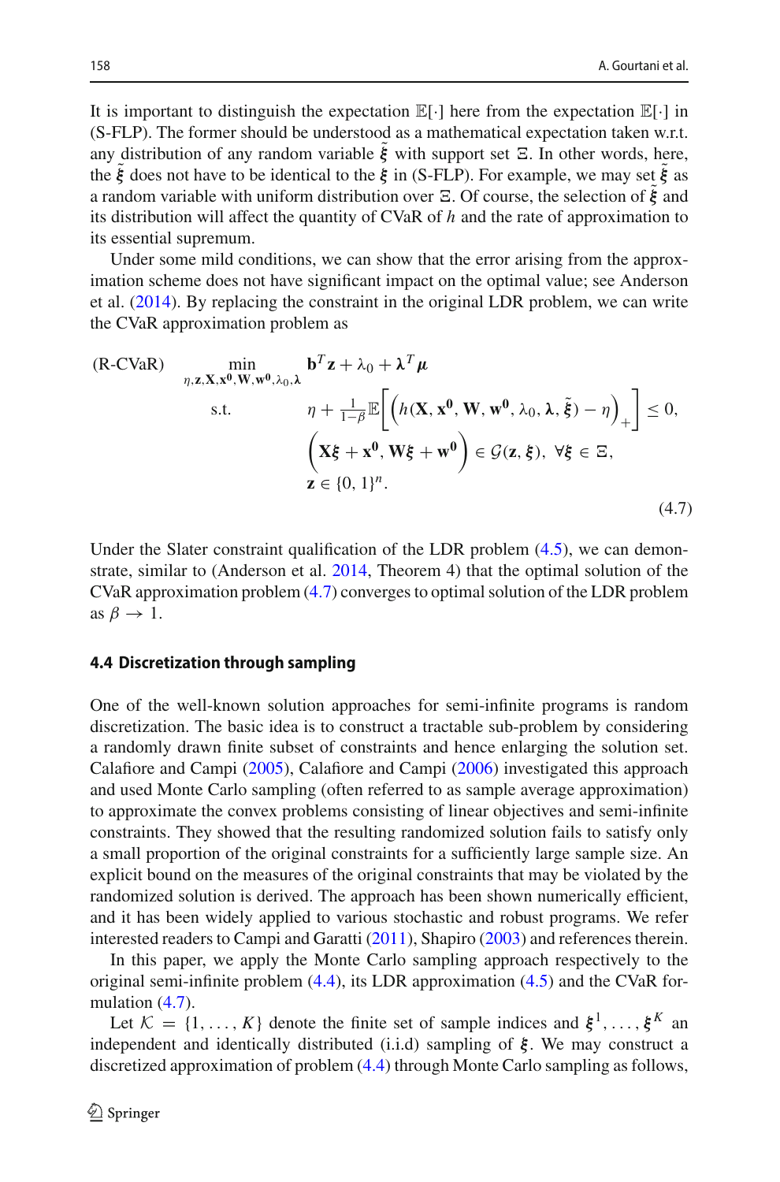It is important to distinguish the expectation $\mathbb{E}[\cdot]$ here from the expectation $\mathbb{E}[\cdot]$ in (S-FLP). The former should be understood as a mathematical expectation taken w.r.t. any distribution of any random variable $\tilde{\boldsymbol{\xi}}$ with support set $\Xi$. In other words, here, the $\tilde{\boldsymbol{\xi}}$ does not have to be identical to the $\boldsymbol{\xi}$ in (S-FLP). For example, we may set $\tilde{\boldsymbol{\xi}}$ as a random variable with uniform distribution over $\Xi$. Of course, the selection of $\tilde{\boldsymbol{\xi}}$ and its distribution will affect the quantity of CVaR of $h$ and the rate of approximation to its essential supremum.

Under some mild conditions, we can show that the error arising from the approximation scheme does not have significant impact on the optimal value; see Anderson et al. (2014). By replacing the constraint in the original LDR problem, we can write the CVaR approximation problem as

$$
\text{(R-CVaR)} \quad \begin{aligned}
\min_{\eta, \mathbf{z}, \mathbf{X}, \mathbf{x^0}, \mathbf{W}, \mathbf{w^0}, \lambda_0, \boldsymbol{\lambda}} \quad & \mathbf{b}^T\mathbf{z} + \lambda_0 + \boldsymbol{\lambda}^T\boldsymbol{\mu} \\
\text{s.t.} \quad & \eta + \tfrac{1}{1-\beta}\mathbb{E}\left[\left(h(\mathbf{X}, \mathbf{x^0}, \mathbf{W}, \mathbf{w^0}, \lambda_0, \boldsymbol{\lambda}, \tilde{\boldsymbol{\xi}}) - \eta\right)_+\right] \le 0, \\
& \left(\mathbf{X}\boldsymbol{\xi} + \mathbf{x^0}, \mathbf{W}\boldsymbol{\xi} + \mathbf{w^0}\right) \in \mathcal{G}(\mathbf{z}, \boldsymbol{\xi}), \ \forall \boldsymbol{\xi} \in \Xi, \\
& \mathbf{z} \in \{0, 1\}^n.
\end{aligned} \tag{4.7}
$$

Under the Slater constraint qualification of the LDR problem (4.5), we can demonstrate, similar to (Anderson et al. 2014, Theorem 4) that the optimal solution of the CVaR approximation problem (4.7) converges to optimal solution of the LDR problem as $\beta \to 1$.

### 4.4 Discretization through sampling

One of the well-known solution approaches for semi-infinite programs is random discretization. The basic idea is to construct a tractable sub-problem by considering a randomly drawn finite subset of constraints and hence enlarging the solution set. Calafiore and Campi (2005), Calafiore and Campi (2006) investigated this approach and used Monte Carlo sampling (often referred to as sample average approximation) to approximate the convex problems consisting of linear objectives and semi-infinite constraints. They showed that the resulting randomized solution fails to satisfy only a small proportion of the original constraints for a sufficiently large sample size. An explicit bound on the measures of the original constraints that may be violated by the randomized solution is derived. The approach has been shown numerically efficient, and it has been widely applied to various stochastic and robust programs. We refer interested readers to Campi and Garatti (2011), Shapiro (2003) and references therein.

In this paper, we apply the Monte Carlo sampling approach respectively to the original semi-infinite problem (4.4), its LDR approximation (4.5) and the CVaR formulation (4.7).

Let $\mathcal{K} = \{1, \ldots, K\}$ denote the finite set of sample indices and $\boldsymbol{\xi}^1, \ldots, \boldsymbol{\xi}^K$ an independent and identically distributed (i.i.d) sampling of $\boldsymbol{\xi}$. We may construct a discretized approximation of problem (4.4) through Monte Carlo sampling as follows,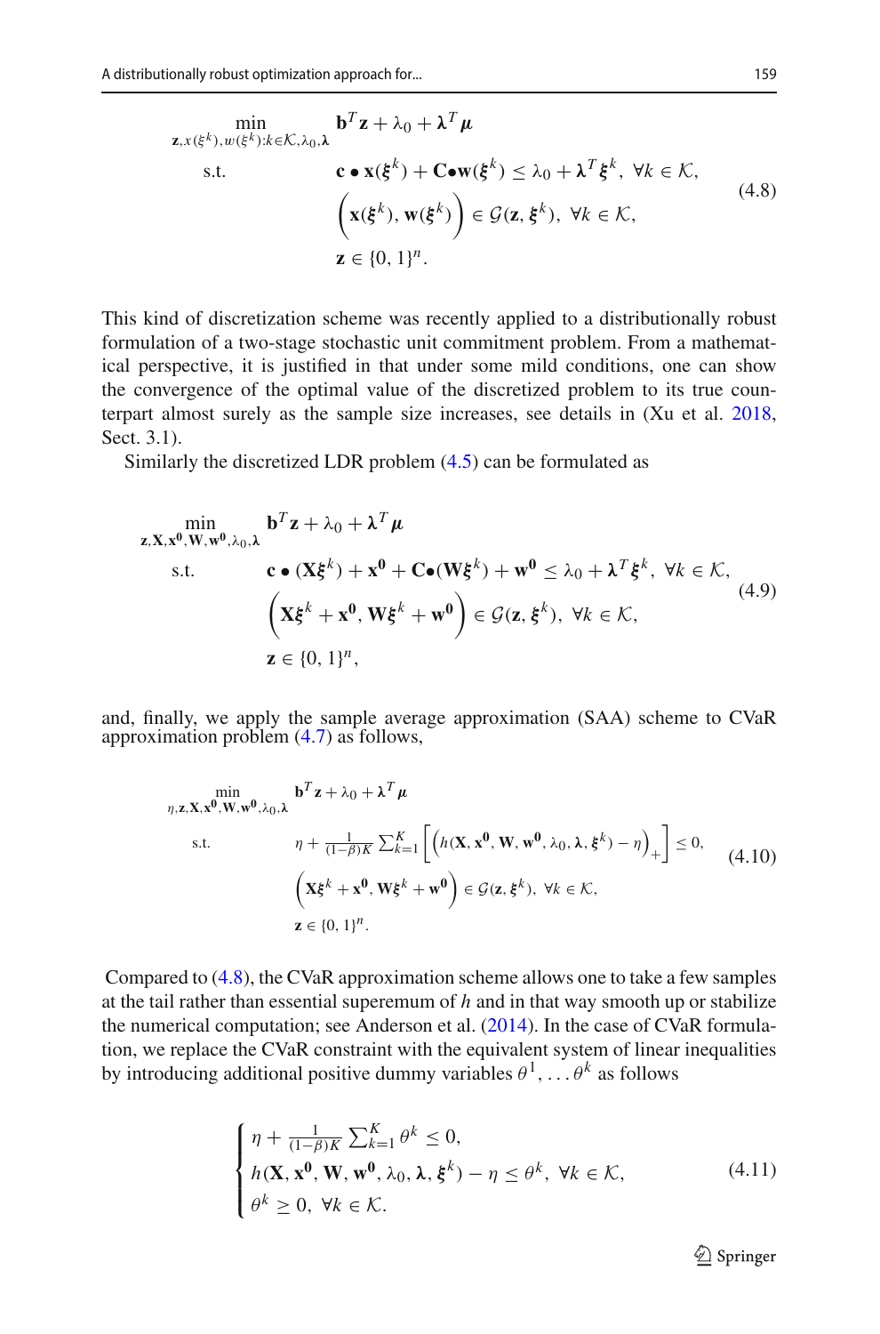$$
\begin{aligned}
\min_{\mathbf{z},x(\boldsymbol{\xi}^k),w(\boldsymbol{\xi}^k):k\in\mathcal{K},\lambda_0,\boldsymbol{\lambda}} \quad & \mathbf{b}^T\mathbf{z} + \lambda_0 + \boldsymbol{\lambda}^T\boldsymbol{\mu} \\
\text{s.t.} \quad & \mathbf{c} \bullet \mathbf{x}(\boldsymbol{\xi}^k) + \mathbf{C}\bullet\mathbf{w}(\boldsymbol{\xi}^k) \le \lambda_0 + \boldsymbol{\lambda}^T\boldsymbol{\xi}^k, \ \forall k \in \mathcal{K}, \\
& \left(\mathbf{x}(\boldsymbol{\xi}^k), \mathbf{w}(\boldsymbol{\xi}^k)\right) \in \mathcal{G}(\mathbf{z}, \boldsymbol{\xi}^k), \ \forall k \in \mathcal{K}, \\
& \mathbf{z} \in \{0,1\}^n.
\end{aligned} \tag{4.8}
$$

This kind of discretization scheme was recently applied to a distributionally robust formulation of a two-stage stochastic unit commitment problem. From a mathematical perspective, it is justified in that under some mild conditions, one can show the convergence of the optimal value of the discretized problem to its true counterpart almost surely as the sample size increases, see details in (Xu et al. 2018, Sect. 3.1).

Similarly the discretized LDR problem (4.5) can be formulated as

$$
\begin{aligned}
\min_{\mathbf{z},\mathbf{X},\mathbf{x^0},\mathbf{W},\mathbf{w^0},\lambda_0,\boldsymbol{\lambda}} \quad & \mathbf{b}^T\mathbf{z} + \lambda_0 + \boldsymbol{\lambda}^T\boldsymbol{\mu} \\
\text{s.t.} \quad & \mathbf{c} \bullet (\mathbf{X}\boldsymbol{\xi}^k) + \mathbf{x^0} + \mathbf{C}\bullet(\mathbf{W}\boldsymbol{\xi}^k) + \mathbf{w^0} \le \lambda_0 + \boldsymbol{\lambda}^T\boldsymbol{\xi}^k, \ \forall k \in \mathcal{K}, \\
& \left(\mathbf{X}\boldsymbol{\xi}^k + \mathbf{x^0}, \mathbf{W}\boldsymbol{\xi}^k + \mathbf{w^0}\right) \in \mathcal{G}(\mathbf{z}, \boldsymbol{\xi}^k), \ \forall k \in \mathcal{K}, \\
& \mathbf{z} \in \{0,1\}^n,
\end{aligned} \tag{4.9}
$$

and, finally, we apply the sample average approximation (SAA) scheme to CVaR approximation problem (4.7) as follows,

$$
\begin{aligned}
\min_{\eta,\mathbf{z},\mathbf{X},\mathbf{x^0},\mathbf{W},\mathbf{w^0},\lambda_0,\boldsymbol{\lambda}} \quad & \mathbf{b}^T\mathbf{z} + \lambda_0 + \boldsymbol{\lambda}^T\boldsymbol{\mu} \\
\text{s.t.} \quad & \eta + \frac{1}{(1-\beta)K}\sum_{k=1}^{K}\left[\left(h(\mathbf{X}, \mathbf{x^0}, \mathbf{W}, \mathbf{w^0}, \lambda_0, \boldsymbol{\lambda}, \boldsymbol{\xi}^k) - \eta\right)_+\right] \le 0, \\
& \left(\mathbf{X}\boldsymbol{\xi}^k + \mathbf{x^0}, \mathbf{W}\boldsymbol{\xi}^k + \mathbf{w^0}\right) \in \mathcal{G}(\mathbf{z}, \boldsymbol{\xi}^k), \ \forall k \in \mathcal{K}, \\
& \mathbf{z} \in \{0,1\}^n.
\end{aligned} \tag{4.10}
$$

Compared to (4.8), the CVaR approximation scheme allows one to take a few samples at the tail rather than essential superemum of $h$ and in that way smooth up or stabilize the numerical computation; see Anderson et al. (2014). In the case of CVaR formulation, we replace the CVaR constraint with the equivalent system of linear inequalities by introducing additional positive dummy variables $\theta^1, \ldots \theta^k$ as follows

$$
\begin{cases}
\eta + \frac{1}{(1-\beta)K}\sum_{k=1}^{K}\theta^k \le 0, \\
h(\mathbf{X}, \mathbf{x^0}, \mathbf{W}, \mathbf{w^0}, \lambda_0, \boldsymbol{\lambda}, \boldsymbol{\xi}^k) - \eta \le \theta^k, \ \forall k \in \mathcal{K}, \\
\theta^k \ge 0, \ \forall k \in \mathcal{K}.
\end{cases} \tag{4.11}
$$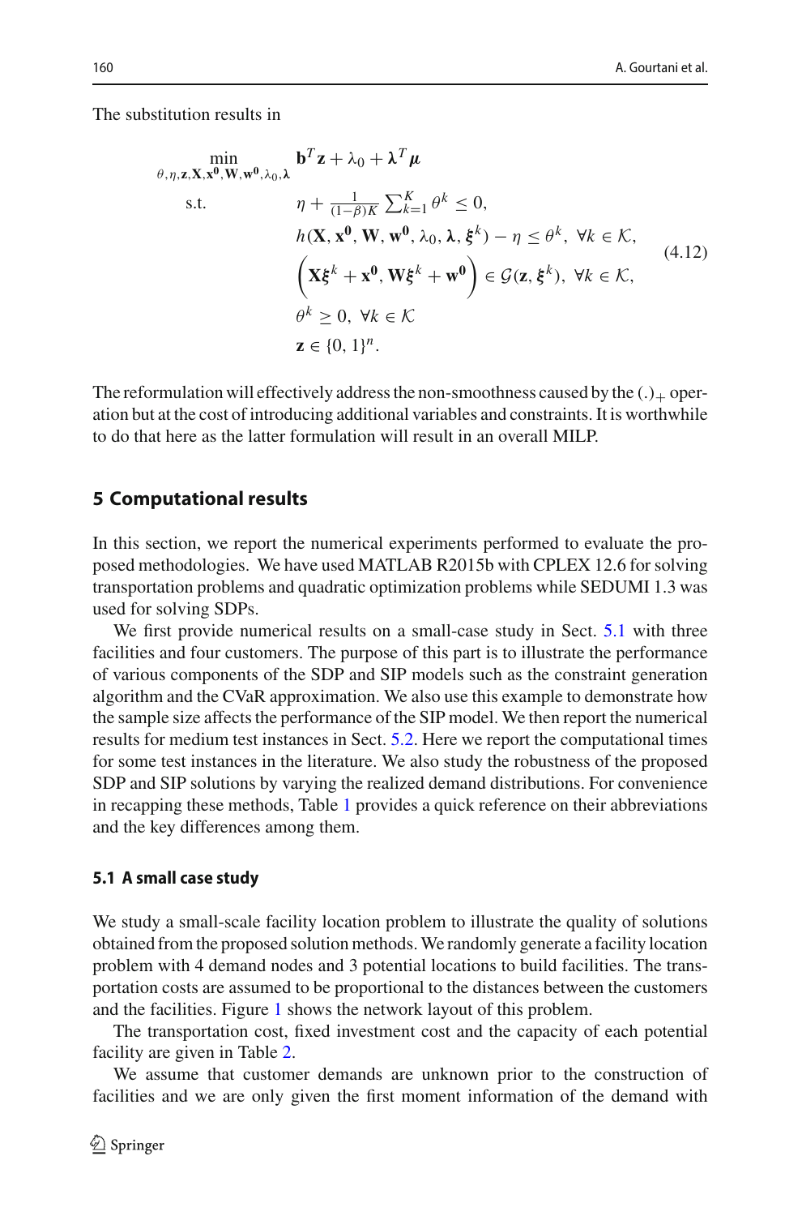The substitution results in

$$
\begin{aligned}
\min_{\theta,\eta,\mathbf{z},\mathbf{X},\mathbf{x^0},\mathbf{W},\mathbf{w^0},\lambda_0,\boldsymbol{\lambda}} \quad & \mathbf{b}^T\mathbf{z} + \lambda_0 + \boldsymbol{\lambda}^T\boldsymbol{\mu} \\
\text{s.t.} \quad & \eta + \frac{1}{(1-\beta)K}\sum_{k=1}^{K}\theta^k \leq 0, \\
& h(\mathbf{X}, \mathbf{x^0}, \mathbf{W}, \mathbf{w^0}, \lambda_0, \boldsymbol{\lambda}, \boldsymbol{\xi}^k) - \eta \leq \theta^k, \ \forall k \in \mathcal{K}, \\
& \left(\mathbf{X}\boldsymbol{\xi}^k + \mathbf{x^0}, \mathbf{W}\boldsymbol{\xi}^k + \mathbf{w^0}\right) \in \mathcal{G}(\mathbf{z}, \boldsymbol{\xi}^k), \ \forall k \in \mathcal{K}, \\
& \theta^k \geq 0, \ \forall k \in \mathcal{K} \\
& \mathbf{z} \in \{0,1\}^n.
\end{aligned}
\tag{4.12}
$$

The reformulation will effectively address the non-smoothness caused by the $(.)_+$ operation but at the cost of introducing additional variables and constraints. It is worthwhile to do that here as the latter formulation will result in an overall MILP.

## 5 Computational results

In this section, we report the numerical experiments performed to evaluate the proposed methodologies. We have used MATLAB R2015b with CPLEX 12.6 for solving transportation problems and quadratic optimization problems while SEDUMI 1.3 was used for solving SDPs.

We first provide numerical results on a small-case study in Sect. 5.1 with three facilities and four customers. The purpose of this part is to illustrate the performance of various components of the SDP and SIP models such as the constraint generation algorithm and the CVaR approximation. We also use this example to demonstrate how the sample size affects the performance of the SIP model. We then report the numerical results for medium test instances in Sect. 5.2. Here we report the computational times for some test instances in the literature. We also study the robustness of the proposed SDP and SIP solutions by varying the realized demand distributions. For convenience in recapping these methods, Table 1 provides a quick reference on their abbreviations and the key differences among them.

### 5.1 A small case study

We study a small-scale facility location problem to illustrate the quality of solutions obtained from the proposed solution methods. We randomly generate a facility location problem with 4 demand nodes and 3 potential locations to build facilities. The transportation costs are assumed to be proportional to the distances between the customers and the facilities. Figure 1 shows the network layout of this problem.

The transportation cost, fixed investment cost and the capacity of each potential facility are given in Table 2.

We assume that customer demands are unknown prior to the construction of facilities and we are only given the first moment information of the demand with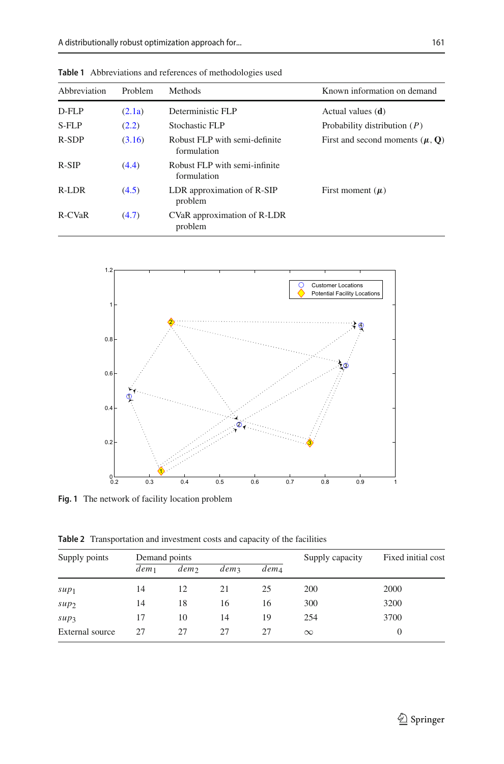**Table 1** Abbreviations and references of methodologies used

| Abbreviation | Problem | Methods | Known information on demand |
|---|---|---|---|
| D-FLP | (2.1a) | Deterministic FLP | Actual values ($\mathbf{d}$) |
| S-FLP | (2.2) | Stochastic FLP | Probability distribution ($P$) |
| R-SDP | (3.16) | Robust FLP with semi-definite formulation | First and second moments ($\boldsymbol{\mu}$, $\mathbf{Q}$) |
| R-SIP | (4.4) | Robust FLP with semi-infinite formulation | |
| R-LDR | (4.5) | LDR approximation of R-SIP problem | First moment ($\boldsymbol{\mu}$) |
| R-CVaR | (4.7) | CVaR approximation of R-LDR problem | |

**Fig. 1** The network of facility location problem

**Table 2** Transportation and investment costs and capacity of the facilities

| Supply points | Demand points | | | | Supply capacity | Fixed initial cost |
|---|---|---|---|---|---|---|
| | $dem_1$ | $dem_2$ | $dem_3$ | $dem_4$ | | |
| $sup_1$ | 14 | 12 | 21 | 25 | 200 | 2000 |
| $sup_2$ | 14 | 18 | 16 | 16 | 300 | 3200 |
| $sup_3$ | 17 | 10 | 14 | 19 | 254 | 3700 |
| External source | 27 | 27 | 27 | 27 | $\infty$ | 0 |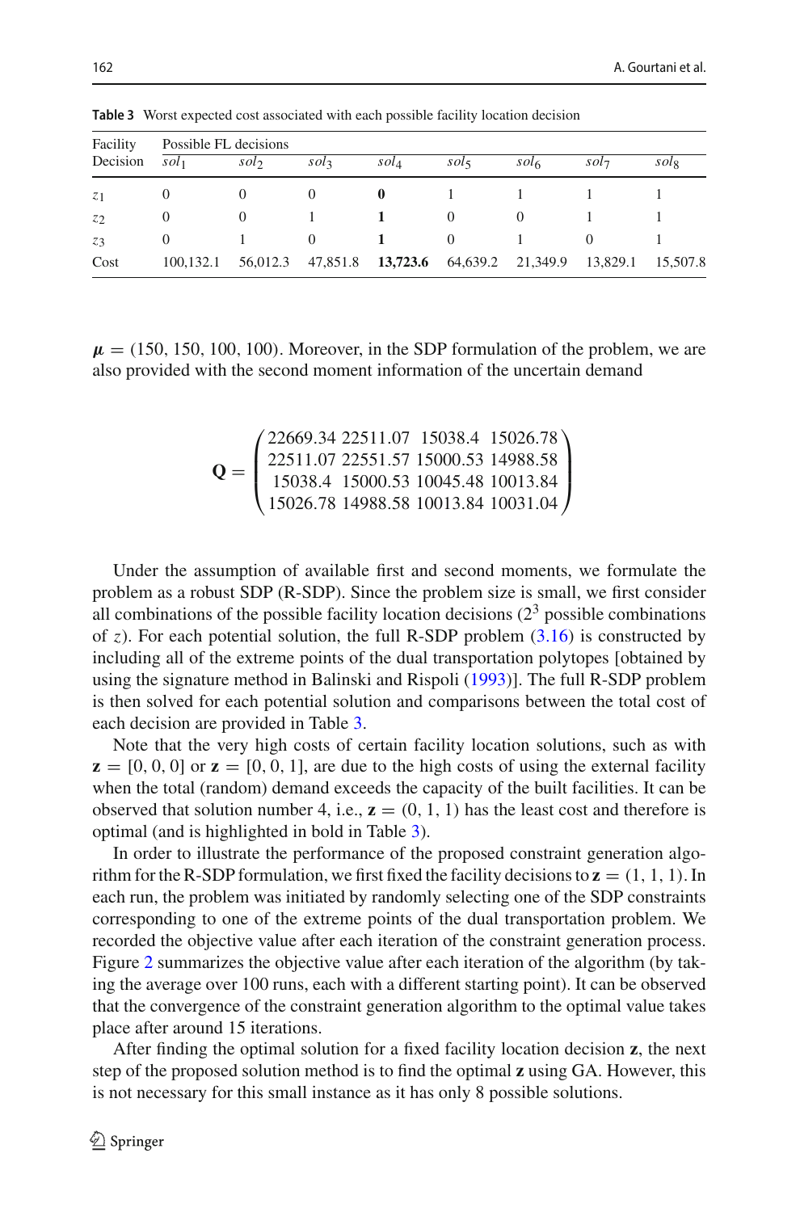**Table 3** Worst expected cost associated with each possible facility location decision

| Facility Decision | Possible FL decisions | | | | | | | |
|---|---|---|---|---|---|---|---|---|
| | $sol_1$ | $sol_2$ | $sol_3$ | $sol_4$ | $sol_5$ | $sol_6$ | $sol_7$ | $sol_8$ |
| $z_1$ | 0 | 0 | 0 | **0** | 1 | 1 | 1 | 1 |
| $z_2$ | 0 | 0 | 1 | **1** | 0 | 0 | 1 | 1 |
| $z_3$ | 0 | 1 | 0 | **1** | 0 | 1 | 0 | 1 |
| Cost | 100,132.1 | 56,012.3 | 47,851.8 | **13,723.6** | 64,639.2 | 21,349.9 | 13,829.1 | 15,507.8 |

$\boldsymbol{\mu} = (150, 150, 100, 100)$. Moreover, in the SDP formulation of the problem, we are also provided with the second moment information of the uncertain demand

$$
\mathbf{Q} = \begin{pmatrix} 22669.34 & 22511.07 & 15038.4 & 15026.78 \\ 22511.07 & 22551.57 & 15000.53 & 14988.58 \\ 15038.4 & 15000.53 & 10045.48 & 10013.84 \\ 15026.78 & 14988.58 & 10013.84 & 10031.04 \end{pmatrix}
$$

Under the assumption of available first and second moments, we formulate the problem as a robust SDP (R-SDP). Since the problem size is small, we first consider all combinations of the possible facility location decisions ($2^3$ possible combinations of $z$). For each potential solution, the full R-SDP problem (3.16) is constructed by including all of the extreme points of the dual transportation polytopes [obtained by using the signature method in Balinski and Rispoli (1993)]. The full R-SDP problem is then solved for each potential solution and comparisons between the total cost of each decision are provided in Table 3.

Note that the very high costs of certain facility location solutions, such as with $\mathbf{z} = [0, 0, 0]$ or $\mathbf{z} = [0, 0, 1]$, are due to the high costs of using the external facility when the total (random) demand exceeds the capacity of the built facilities. It can be observed that solution number 4, i.e., $\mathbf{z} = (0, 1, 1)$ has the least cost and therefore is optimal (and is highlighted in bold in Table 3).

In order to illustrate the performance of the proposed constraint generation algorithm for the R-SDP formulation, we first fixed the facility decisions to $\mathbf{z} = (1, 1, 1)$. In each run, the problem was initiated by randomly selecting one of the SDP constraints corresponding to one of the extreme points of the dual transportation problem. We recorded the objective value after each iteration of the constraint generation process. Figure 2 summarizes the objective value after each iteration of the algorithm (by taking the average over 100 runs, each with a different starting point). It can be observed that the convergence of the constraint generation algorithm to the optimal value takes place after around 15 iterations.

After finding the optimal solution for a fixed facility location decision $\mathbf{z}$, the next step of the proposed solution method is to find the optimal $\mathbf{z}$ using GA. However, this is not necessary for this small instance as it has only 8 possible solutions.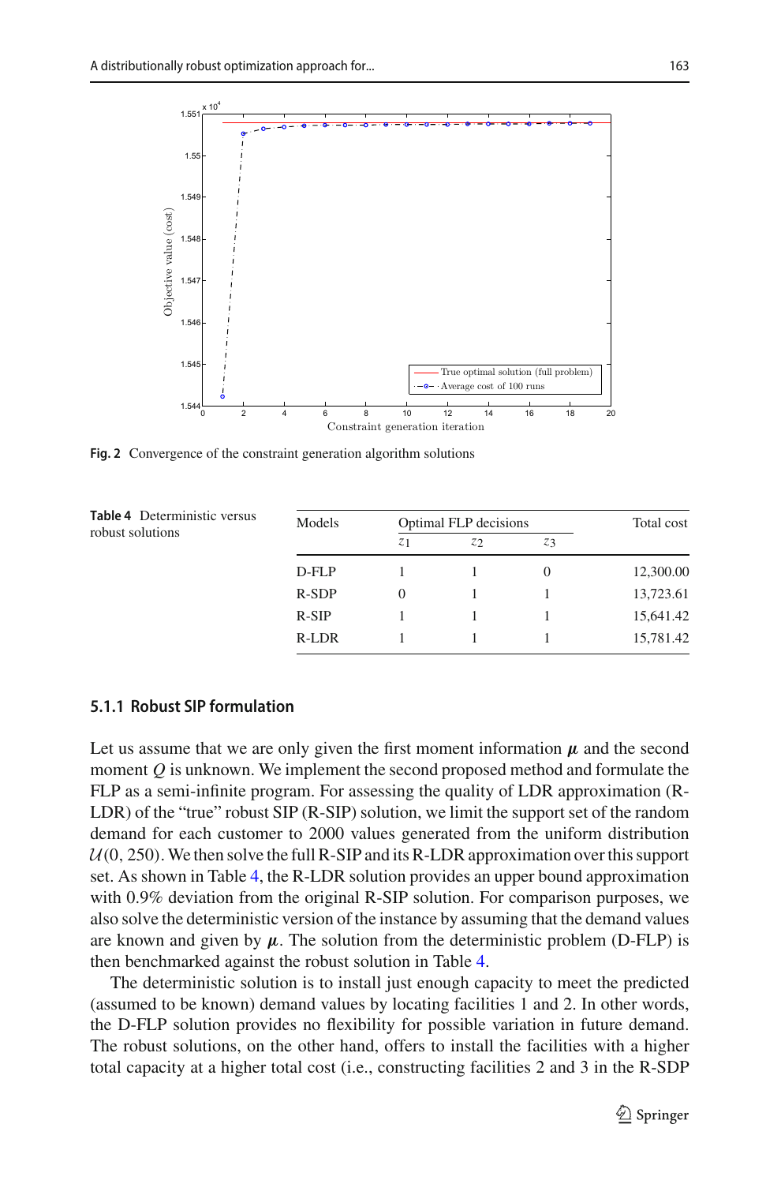Fig. 2 Convergence of the constraint generation algorithm solutions

Table 4 Deterministic versus robust solutions

| Models | Optimal FLP decisions | | | Total cost |
|---|---|---|---|---|
| | $z_1$ | $z_2$ | $z_3$ | |
| D-FLP | 1 | 1 | 0 | 12,300.00 |
| R-SDP | 0 | 1 | 1 | 13,723.61 |
| R-SIP | 1 | 1 | 1 | 15,641.42 |
| R-LDR | 1 | 1 | 1 | 15,781.42 |

### 5.1.1 Robust SIP formulation

Let us assume that we are only given the first moment information $\boldsymbol{\mu}$ and the second moment $Q$ is unknown. We implement the second proposed method and formulate the FLP as a semi-infinite program. For assessing the quality of LDR approximation (R-LDR) of the "true" robust SIP (R-SIP) solution, we limit the support set of the random demand for each customer to 2000 values generated from the uniform distribution $\mathcal{U}(0, 250)$. We then solve the full R-SIP and its R-LDR approximation over this support set. As shown in Table 4, the R-LDR solution provides an upper bound approximation with 0.9% deviation from the original R-SIP solution. For comparison purposes, we also solve the deterministic version of the instance by assuming that the demand values are known and given by $\boldsymbol{\mu}$. The solution from the deterministic problem (D-FLP) is then benchmarked against the robust solution in Table 4.

The deterministic solution is to install just enough capacity to meet the predicted (assumed to be known) demand values by locating facilities 1 and 2. In other words, the D-FLP solution provides no flexibility for possible variation in future demand. The robust solutions, on the other hand, offers to install the facilities with a higher total capacity at a higher total cost (i.e., constructing facilities 2 and 3 in the R-SDP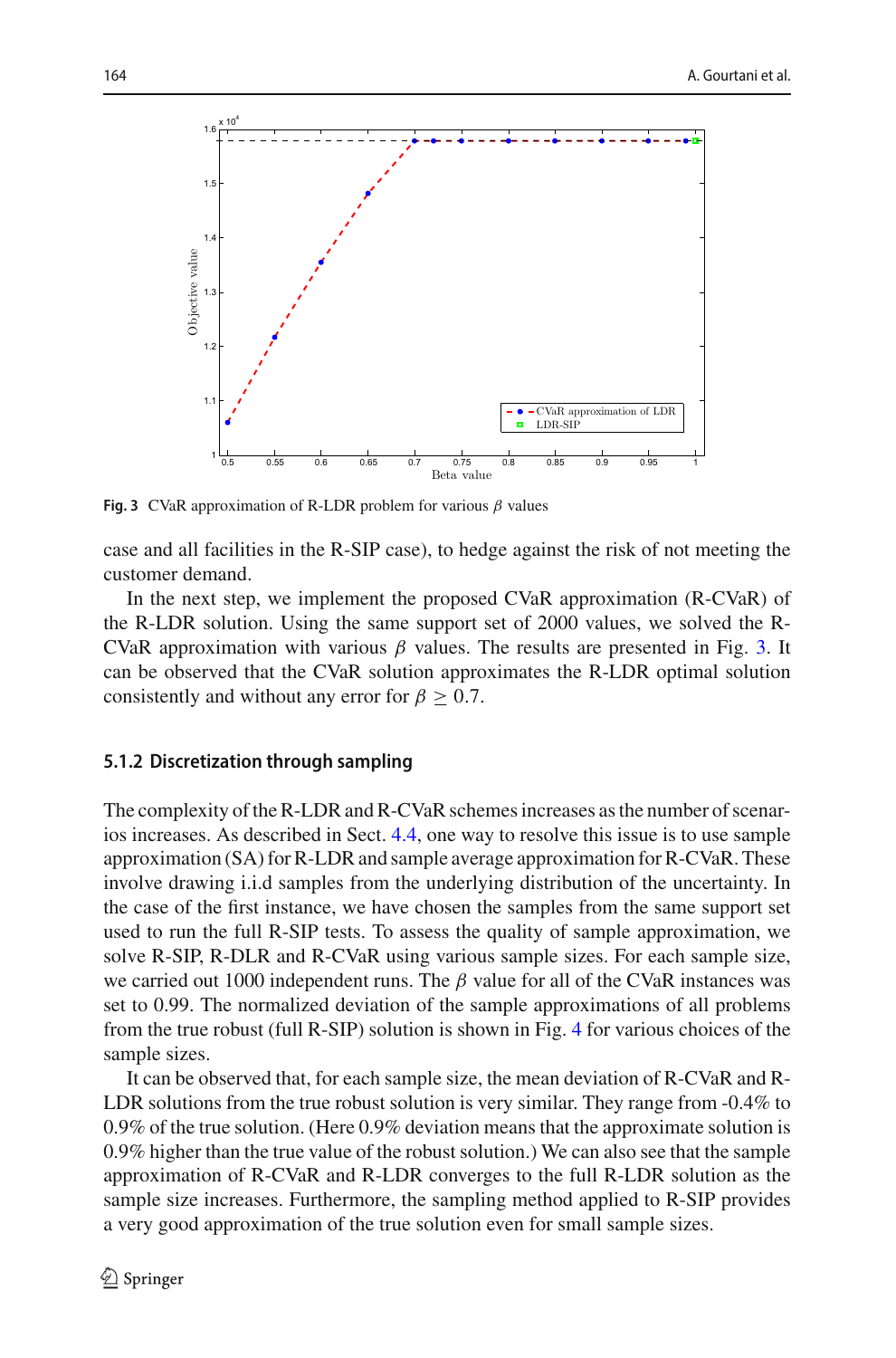Fig. 3 CVaR approximation of R-LDR problem for various $\beta$ values

case and all facilities in the R-SIP case), to hedge against the risk of not meeting the customer demand.

In the next step, we implement the proposed CVaR approximation (R-CVaR) of the R-LDR solution. Using the same support set of 2000 values, we solved the R-CVaR approximation with various $\beta$ values. The results are presented in Fig. 3. It can be observed that the CVaR solution approximates the R-LDR optimal solution consistently and without any error for $\beta \geq 0.7$.

### 5.1.2 Discretization through sampling

The complexity of the R-LDR and R-CVaR schemes increases as the number of scenarios increases. As described in Sect. 4.4, one way to resolve this issue is to use sample approximation (SA) for R-LDR and sample average approximation for R-CVaR. These involve drawing i.i.d samples from the underlying distribution of the uncertainty. In the case of the first instance, we have chosen the samples from the same support set used to run the full R-SIP tests. To assess the quality of sample approximation, we solve R-SIP, R-DLR and R-CVaR using various sample sizes. For each sample size, we carried out 1000 independent runs. The $\beta$ value for all of the CVaR instances was set to 0.99. The normalized deviation of the sample approximations of all problems from the true robust (full R-SIP) solution is shown in Fig. 4 for various choices of the sample sizes.

It can be observed that, for each sample size, the mean deviation of R-CVaR and R-LDR solutions from the true robust solution is very similar. They range from -0.4% to 0.9% of the true solution. (Here 0.9% deviation means that the approximate solution is 0.9% higher than the true value of the robust solution.) We can also see that the sample approximation of R-CVaR and R-LDR converges to the full R-LDR solution as the sample size increases. Furthermore, the sampling method applied to R-SIP provides a very good approximation of the true solution even for small sample sizes.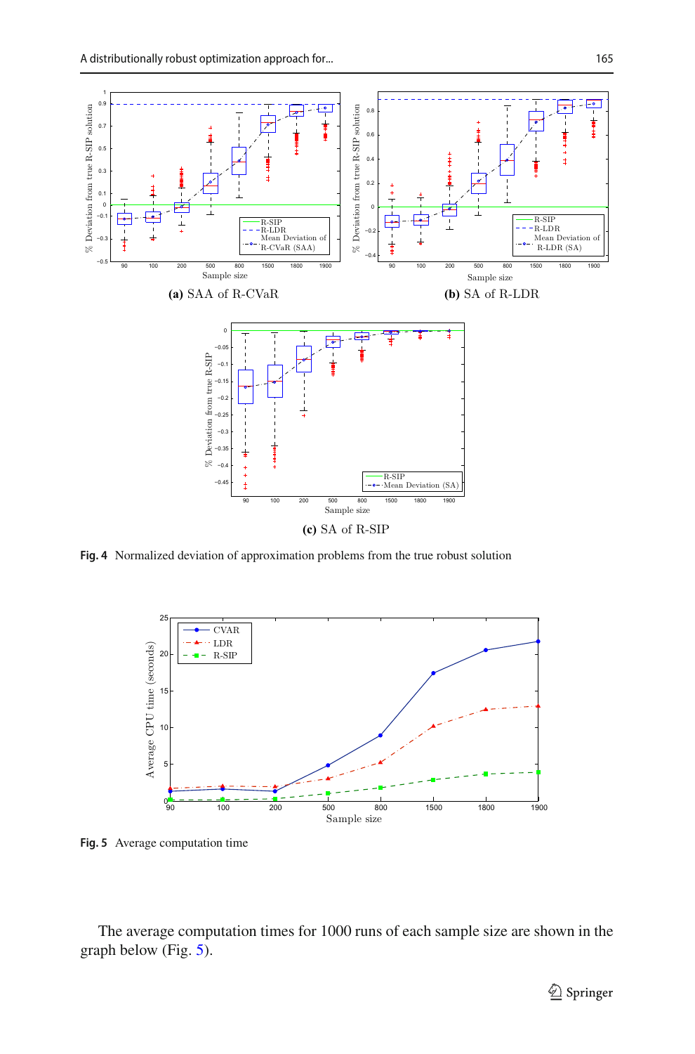**(a)** SAA of R-CVaR

**(b)** SA of R-LDR

**(c)** SA of R-SIP

**Fig. 4** Normalized deviation of approximation problems from the true robust solution

**Fig. 5** Average computation time

The average computation times for 1000 runs of each sample size are shown in the graph below (Fig. 5).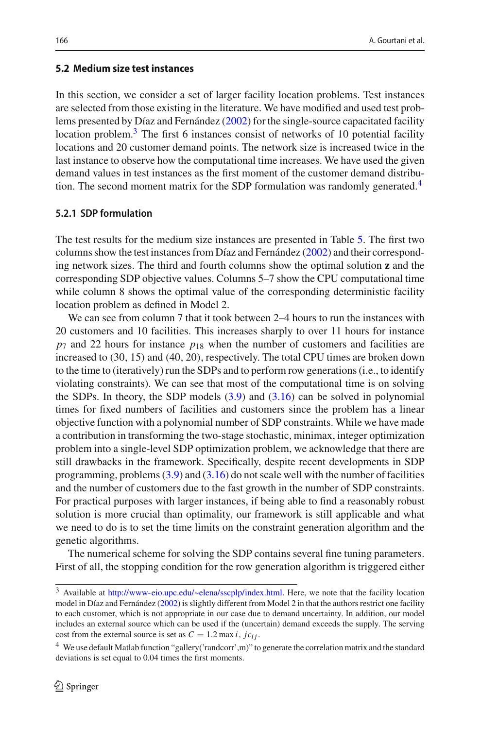### 5.2 Medium size test instances

In this section, we consider a set of larger facility location problems. Test instances are selected from those existing in the literature. We have modified and used test problems presented by Díaz and Fernández (2002) for the single-source capacitated facility location problem.[3] The first 6 instances consist of networks of 10 potential facility locations and 20 customer demand points. The network size is increased twice in the last instance to observe how the computational time increases. We have used the given demand values in test instances as the first moment of the customer demand distribution. The second moment matrix for the SDP formulation was randomly generated.[4]

#### 5.2.1 SDP formulation

The test results for the medium size instances are presented in Table 5. The first two columns show the test instances from Díaz and Fernández (2002) and their corresponding network sizes. The third and fourth columns show the optimal solution **z** and the corresponding SDP objective values. Columns 5–7 show the CPU computational time while column 8 shows the optimal value of the corresponding deterministic facility location problem as defined in Model 2.

We can see from column 7 that it took between 2–4 hours to run the instances with 20 customers and 10 facilities. This increases sharply to over 11 hours for instance $p_7$ and 22 hours for instance $p_{18}$ when the number of customers and facilities are increased to (30, 15) and (40, 20), respectively. The total CPU times are broken down to the time to (iteratively) run the SDPs and to perform row generations (i.e., to identify violating constraints). We can see that most of the computational time is on solving the SDPs. In theory, the SDP models (3.9) and (3.16) can be solved in polynomial times for fixed numbers of facilities and customers since the problem has a linear objective function with a polynomial number of SDP constraints. While we have made a contribution in transforming the two-stage stochastic, minimax, integer optimization problem into a single-level SDP optimization problem, we acknowledge that there are still drawbacks in the framework. Specifically, despite recent developments in SDP programming, problems (3.9) and (3.16) do not scale well with the number of facilities and the number of customers due to the fast growth in the number of SDP constraints. For practical purposes with larger instances, if being able to find a reasonably robust solution is more crucial than optimality, our framework is still applicable and what we need to do is to set the time limits on the constraint generation algorithm and the genetic algorithms.

The numerical scheme for solving the SDP contains several fine tuning parameters. First of all, the stopping condition for the row generation algorithm is triggered either

---

[3] Available at http://www-eio.upc.edu/~elena/sscplp/index.html. Here, we note that the facility location model in Díaz and Fernández (2002) is slightly different from Model 2 in that the authors restrict one facility to each customer, which is not appropriate in our case due to demand uncertainty. In addition, our model includes an external source which can be used if the (uncertain) demand exceeds the supply. The serving cost from the external source is set as $C = 1.2 \max_{i,j} c_{ij}$.

[4] We use default Matlab function "gallery('randcorr',m)" to generate the correlation matrix and the standard deviations is set equal to 0.04 times the first moments.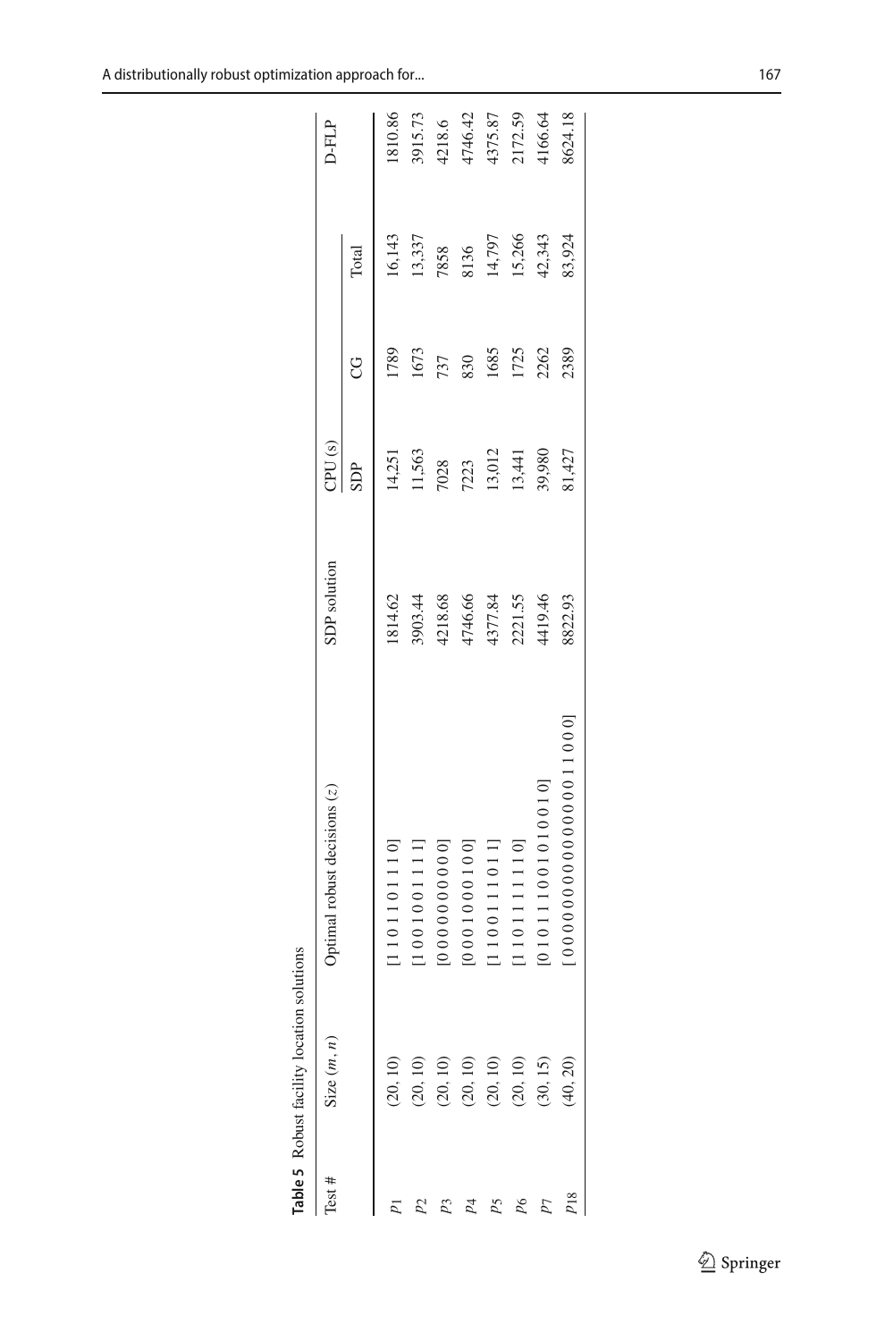**Table 5** Robust facility location solutions

| Test # | Size $(m, n)$ | Optimal robust decisions $(z)$ | SDP solution | CPU (s) | | | D-FLP |
|---|---|---|---|---|---|---|---|
| | | | | SDP | CG | Total | |
| $p_1$ | (20, 10) | [1 1 0 1 1 0 1 1 1 0] | 1814.62 | 14,251 | 1789 | 16,143 | 1810.86 |
| $p_2$ | (20, 10) | [1 0 0 1 0 0 1 1 1 1] | 3903.44 | 11,563 | 1673 | 13,337 | 3915.73 |
| $p_3$ | (20, 10) | [0 0 0 0 0 0 0 0 0 0] | 4218.68 | 7028 | 737 | 7858 | 4218.6 |
| $p_4$ | (20, 10) | [0 0 0 1 0 0 0 1 0 0] | 4746.66 | 7223 | 830 | 8136 | 4746.42 |
| $p_5$ | (20, 10) | [1 1 0 0 1 1 1 0 1 1] | 4377.84 | 13,012 | 1685 | 14,797 | 4375.87 |
| $p_6$ | (20, 10) | [1 1 0 1 1 1 1 1 1 0] | 2221.55 | 13,441 | 1725 | 15,266 | 2172.59 |
| $p_7$ | (30, 15) | [0 1 0 1 1 1 0 0 1 0 1 0 0 1 0] | 4419.46 | 39,980 | 2262 | 42,343 | 4166.64 |
| $p_{18}$ | (40, 20) | [0 0 0 0 0 0 0 0 0 0 0 0 0 0 0 1 1 0 0 0] | 8822.93 | 81,427 | 2389 | 83,924 | 8624.18 |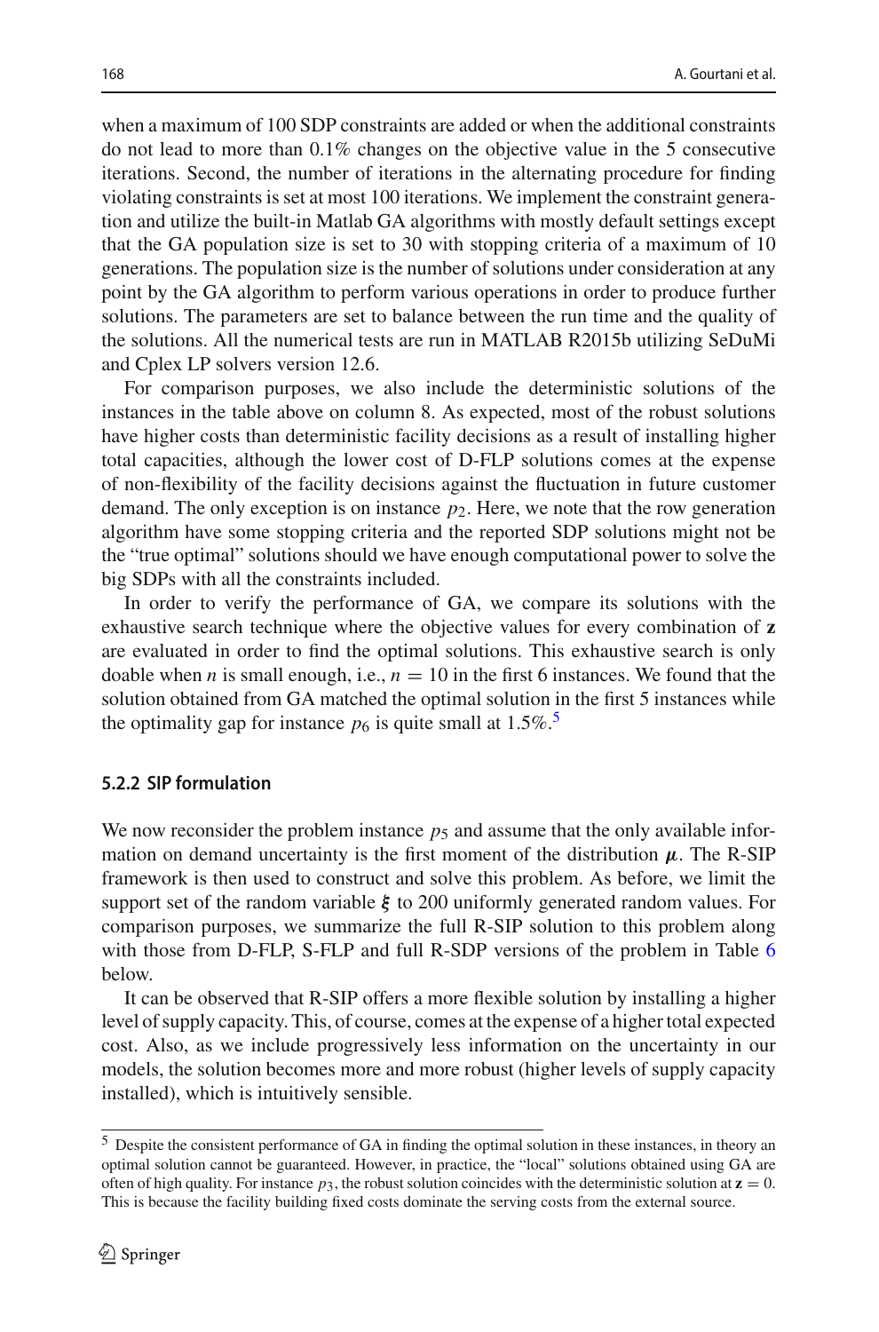when a maximum of 100 SDP constraints are added or when the additional constraints do not lead to more than 0.1% changes on the objective value in the 5 consecutive iterations. Second, the number of iterations in the alternating procedure for finding violating constraints is set at most 100 iterations. We implement the constraint generation and utilize the built-in Matlab GA algorithms with mostly default settings except that the GA population size is set to 30 with stopping criteria of a maximum of 10 generations. The population size is the number of solutions under consideration at any point by the GA algorithm to perform various operations in order to produce further solutions. The parameters are set to balance between the run time and the quality of the solutions. All the numerical tests are run in MATLAB R2015b utilizing SeDuMi and Cplex LP solvers version 12.6.

For comparison purposes, we also include the deterministic solutions of the instances in the table above on column 8. As expected, most of the robust solutions have higher costs than deterministic facility decisions as a result of installing higher total capacities, although the lower cost of D-FLP solutions comes at the expense of non-flexibility of the facility decisions against the fluctuation in future customer demand. The only exception is on instance $p_2$. Here, we note that the row generation algorithm have some stopping criteria and the reported SDP solutions might not be the "true optimal" solutions should we have enough computational power to solve the big SDPs with all the constraints included.

In order to verify the performance of GA, we compare its solutions with the exhaustive search technique where the objective values for every combination of $\mathbf{z}$ are evaluated in order to find the optimal solutions. This exhaustive search is only doable when $n$ is small enough, i.e., $n = 10$ in the first 6 instances. We found that the solution obtained from GA matched the optimal solution in the first 5 instances while the optimality gap for instance $p_6$ is quite small at 1.5%.[5]

### 5.2.2 SIP formulation

We now reconsider the problem instance $p_5$ and assume that the only available information on demand uncertainty is the first moment of the distribution $\boldsymbol{\mu}$. The R-SIP framework is then used to construct and solve this problem. As before, we limit the support set of the random variable $\boldsymbol{\xi}$ to 200 uniformly generated random values. For comparison purposes, we summarize the full R-SIP solution to this problem along with those from D-FLP, S-FLP and full R-SDP versions of the problem in Table 6 below.

It can be observed that R-SIP offers a more flexible solution by installing a higher level of supply capacity. This, of course, comes at the expense of a higher total expected cost. Also, as we include progressively less information on the uncertainty in our models, the solution becomes more and more robust (higher levels of supply capacity installed), which is intuitively sensible.

---

[5] Despite the consistent performance of GA in finding the optimal solution in these instances, in theory an optimal solution cannot be guaranteed. However, in practice, the "local" solutions obtained using GA are often of high quality. For instance $p_3$, the robust solution coincides with the deterministic solution at $\mathbf{z} = 0$. This is because the facility building fixed costs dominate the serving costs from the external source.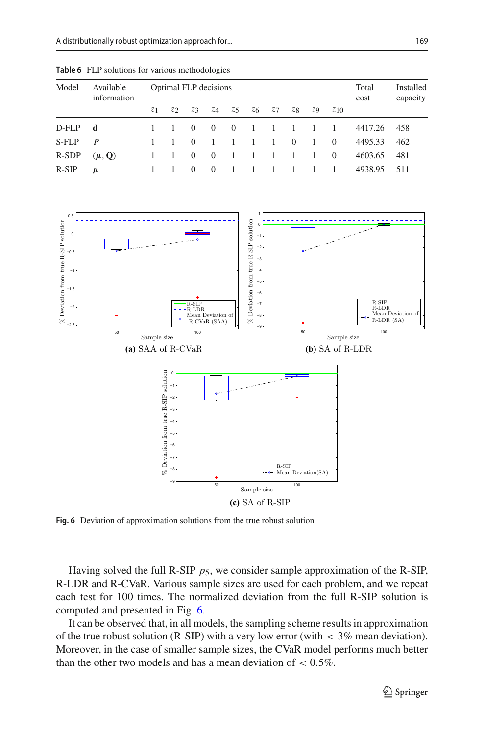**Table 6** FLP solutions for various methodologies

| Model | Available information | Optimal FLP decisions | | | | | | | | | | Total cost | Installed capacity |
|---|---|---|---|---|---|---|---|---|---|---|---|---|---|
| | | $z_1$ | $z_2$ | $z_3$ | $z_4$ | $z_5$ | $z_6$ | $z_7$ | $z_8$ | $z_9$ | $z_{10}$ | | |
| D-FLP | $\mathbf{d}$ | 1 | 1 | 0 | 0 | 0 | 1 | 1 | 1 | 1 | 1 | 4417.26 | 458 |
| S-FLP | $P$ | 1 | 1 | 0 | 1 | 1 | 1 | 1 | 0 | 1 | 0 | 4495.33 | 462 |
| R-SDP | $(\boldsymbol{\mu}, \mathbf{Q})$ | 1 | 1 | 0 | 0 | 1 | 1 | 1 | 1 | 1 | 0 | 4603.65 | 481 |
| R-SIP | $\boldsymbol{\mu}$ | 1 | 1 | 0 | 0 | 1 | 1 | 1 | 1 | 1 | 1 | 4938.95 | 511 |

**(a)** SAA of R-CVaR

**(b)** SA of R-LDR

**(c)** SA of R-SIP

**Fig. 6** Deviation of approximation solutions from the true robust solution

Having solved the full R-SIP $p_5$, we consider sample approximation of the R-SIP, R-LDR and R-CVaR. Various sample sizes are used for each problem, and we repeat each test for 100 times. The normalized deviation from the full R-SIP solution is computed and presented in Fig. 6.

It can be observed that, in all models, the sampling scheme results in approximation of the true robust solution (R-SIP) with a very low error (with $< 3\%$ mean deviation). Moreover, in the case of smaller sample sizes, the CVaR model performs much better than the other two models and has a mean deviation of $< 0.5\%$.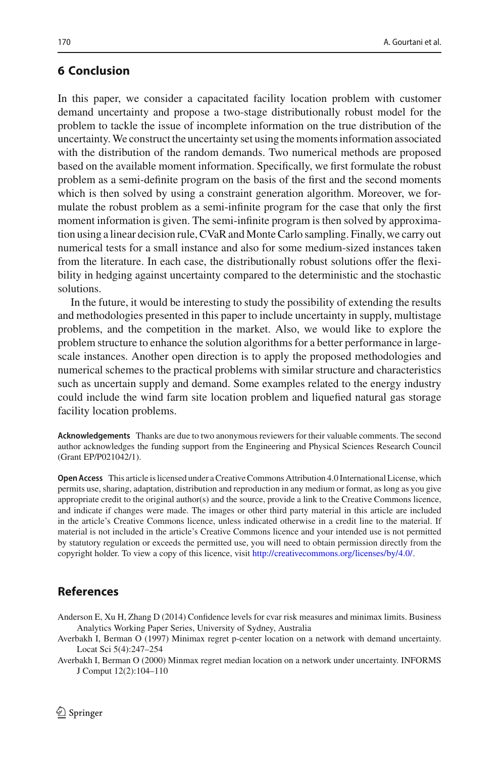## 6 Conclusion

In this paper, we consider a capacitated facility location problem with customer demand uncertainty and propose a two-stage distributionally robust model for the problem to tackle the issue of incomplete information on the true distribution of the uncertainty. We construct the uncertainty set using the moments information associated with the distribution of the random demands. Two numerical methods are proposed based on the available moment information. Specifically, we first formulate the robust problem as a semi-definite program on the basis of the first and the second moments which is then solved by using a constraint generation algorithm. Moreover, we formulate the robust problem as a semi-infinite program for the case that only the first moment information is given. The semi-infinite program is then solved by approximation using a linear decision rule, CVaR and Monte Carlo sampling. Finally, we carry out numerical tests for a small instance and also for some medium-sized instances taken from the literature. In each case, the distributionally robust solutions offer the flexibility in hedging against uncertainty compared to the deterministic and the stochastic solutions.

In the future, it would be interesting to study the possibility of extending the results and methodologies presented in this paper to include uncertainty in supply, multistage problems, and the competition in the market. Also, we would like to explore the problem structure to enhance the solution algorithms for a better performance in large-scale instances. Another open direction is to apply the proposed methodologies and numerical schemes to the practical problems with similar structure and characteristics such as uncertain supply and demand. Some examples related to the energy industry could include the wind farm site location problem and liquefied natural gas storage facility location problems.

**Acknowledgements** Thanks are due to two anonymous reviewers for their valuable comments. The second author acknowledges the funding support from the Engineering and Physical Sciences Research Council (Grant EP/P021042/1).

**Open Access** This article is licensed under a Creative Commons Attribution 4.0 International License, which permits use, sharing, adaptation, distribution and reproduction in any medium or format, as long as you give appropriate credit to the original author(s) and the source, provide a link to the Creative Commons licence, and indicate if changes were made. The images or other third party material in this article are included in the article's Creative Commons licence, unless indicated otherwise in a credit line to the material. If material is not included in the article's Creative Commons licence and your intended use is not permitted by statutory regulation or exceeds the permitted use, you will need to obtain permission directly from the copyright holder. To view a copy of this licence, visit http://creativecommons.org/licenses/by/4.0/.

## References

Anderson E, Xu H, Zhang D (2014) Confidence levels for cvar risk measures and minimax limits. Business Analytics Working Paper Series, University of Sydney, Australia

Averbakh I, Berman O (1997) Minimax regret p-center location on a network with demand uncertainty. Locat Sci 5(4):247–254

Averbakh I, Berman O (2000) Minmax regret median location on a network under uncertainty. INFORMS J Comput 12(2):104–110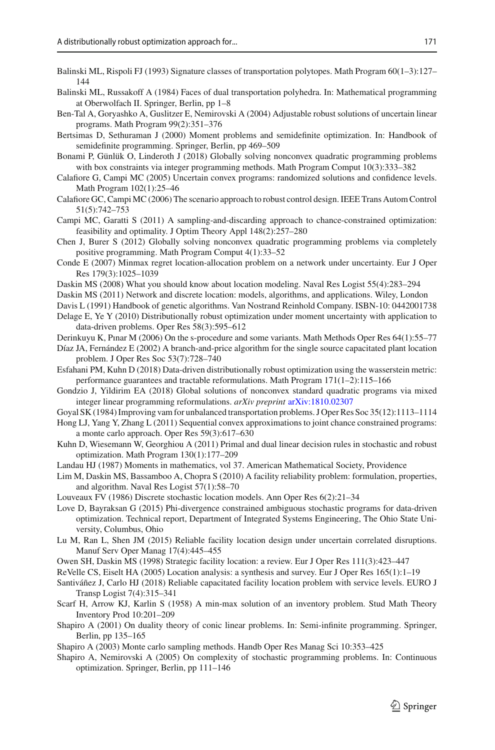Balinski ML, Rispoli FJ (1993) Signature classes of transportation polytopes. Math Program 60(1–3):127–144

Balinski ML, Russakoff A (1984) Faces of dual transportation polyhedra. In: Mathematical programming at Oberwolfach II. Springer, Berlin, pp 1–8

Ben-Tal A, Goryashko A, Guslitzer E, Nemirovski A (2004) Adjustable robust solutions of uncertain linear programs. Math Program 99(2):351–376

Bertsimas D, Sethuraman J (2000) Moment problems and semidefinite optimization. In: Handbook of semidefinite programming. Springer, Berlin, pp 469–509

Bonami P, Günlük O, Linderoth J (2018) Globally solving nonconvex quadratic programming problems with box constraints via integer programming methods. Math Program Comput 10(3):333–382

Calafiore G, Campi MC (2005) Uncertain convex programs: randomized solutions and confidence levels. Math Program 102(1):25–46

Calafiore GC, Campi MC (2006) The scenario approach to robust control design. IEEE Trans Autom Control 51(5):742–753

Campi MC, Garatti S (2011) A sampling-and-discarding approach to chance-constrained optimization: feasibility and optimality. J Optim Theory Appl 148(2):257–280

Chen J, Burer S (2012) Globally solving nonconvex quadratic programming problems via completely positive programming. Math Program Comput 4(1):33–52

Conde E (2007) Minmax regret location-allocation problem on a network under uncertainty. Eur J Oper Res 179(3):1025–1039

Daskin MS (2008) What you should know about location modeling. Naval Res Logist 55(4):283–294

Daskin MS (2011) Network and discrete location: models, algorithms, and applications. Wiley, London

Davis L (1991) Handbook of genetic algorithms. Van Nostrand Reinhold Company. ISBN-10: 0442001738

Delage E, Ye Y (2010) Distributionally robust optimization under moment uncertainty with application to data-driven problems. Oper Res 58(3):595–612

Derinkuyu K, Pınar M (2006) On the s-procedure and some variants. Math Methods Oper Res 64(1):55–77

Díaz JA, Fernández E (2002) A branch-and-price algorithm for the single source capacitated plant location problem. J Oper Res Soc 53(7):728–740

Esfahani PM, Kuhn D (2018) Data-driven distributionally robust optimization using the wasserstein metric: performance guarantees and tractable reformulations. Math Program 171(1–2):115–166

Gondzio J, Yildirim EA (2018) Global solutions of nonconvex standard quadratic programs via mixed integer linear programming reformulations. *arXiv preprint* arXiv:1810.02307

Goyal SK (1984) Improving vam for unbalanced transportation problems. J Oper Res Soc 35(12):1113–1114

Hong LJ, Yang Y, Zhang L (2011) Sequential convex approximations to joint chance constrained programs: a monte carlo approach. Oper Res 59(3):617–630

Kuhn D, Wiesemann W, Georghiou A (2011) Primal and dual linear decision rules in stochastic and robust optimization. Math Program 130(1):177–209

Landau HJ (1987) Moments in mathematics, vol 37. American Mathematical Society, Providence

Lim M, Daskin MS, Bassamboo A, Chopra S (2010) A facility reliability problem: formulation, properties, and algorithm. Naval Res Logist 57(1):58–70

Louveaux FV (1986) Discrete stochastic location models. Ann Oper Res 6(2):21–34

Love D, Bayraksan G (2015) Phi-divergence constrained ambiguous stochastic programs for data-driven optimization. Technical report, Department of Integrated Systems Engineering, The Ohio State University, Columbus, Ohio

Lu M, Ran L, Shen JM (2015) Reliable facility location design under uncertain correlated disruptions. Manuf Serv Oper Manag 17(4):445–455

Owen SH, Daskin MS (1998) Strategic facility location: a review. Eur J Oper Res 111(3):423–447

ReVelle CS, Eiselt HA (2005) Location analysis: a synthesis and survey. Eur J Oper Res 165(1):1–19

Santiváñez J, Carlo HJ (2018) Reliable capacitated facility location problem with service levels. EURO J Transp Logist 7(4):315–341

Scarf H, Arrow KJ, Karlin S (1958) A min-max solution of an inventory problem. Stud Math Theory Inventory Prod 10:201–209

Shapiro A (2001) On duality theory of conic linear problems. In: Semi-infinite programming. Springer, Berlin, pp 135–165

Shapiro A (2003) Monte carlo sampling methods. Handb Oper Res Manag Sci 10:353–425

Shapiro A, Nemirovski A (2005) On complexity of stochastic programming problems. In: Continuous optimization. Springer, Berlin, pp 111–146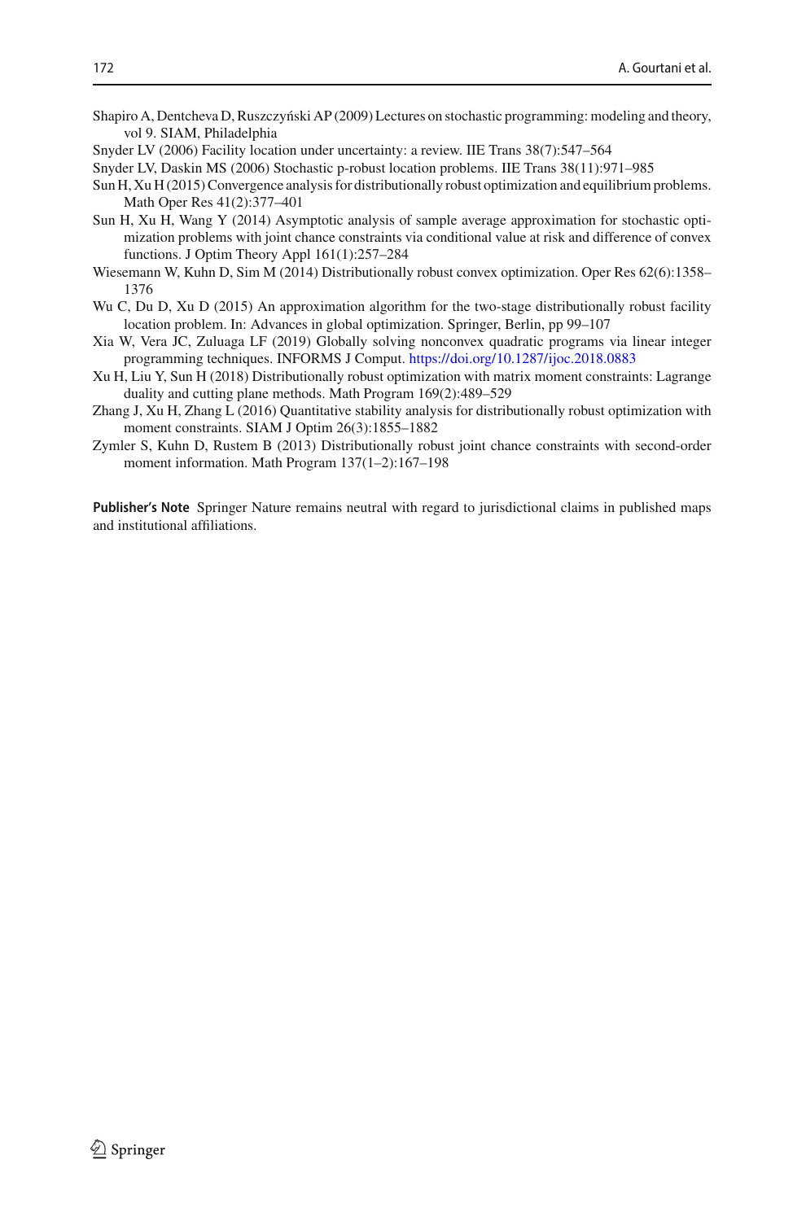Shapiro A, Dentcheva D, Ruszczyński AP (2009) Lectures on stochastic programming: modeling and theory, vol 9. SIAM, Philadelphia

Snyder LV (2006) Facility location under uncertainty: a review. IIE Trans 38(7):547–564

Snyder LV, Daskin MS (2006) Stochastic p-robust location problems. IIE Trans 38(11):971–985

Sun H, Xu H (2015) Convergence analysis for distributionally robust optimization and equilibrium problems. Math Oper Res 41(2):377–401

Sun H, Xu H, Wang Y (2014) Asymptotic analysis of sample average approximation for stochastic optimization problems with joint chance constraints via conditional value at risk and difference of convex functions. J Optim Theory Appl 161(1):257–284

Wiesemann W, Kuhn D, Sim M (2014) Distributionally robust convex optimization. Oper Res 62(6):1358–1376

Wu C, Du D, Xu D (2015) An approximation algorithm for the two-stage distributionally robust facility location problem. In: Advances in global optimization. Springer, Berlin, pp 99–107

Xia W, Vera JC, Zuluaga LF (2019) Globally solving nonconvex quadratic programs via linear integer programming techniques. INFORMS J Comput. https://doi.org/10.1287/ijoc.2018.0883

Xu H, Liu Y, Sun H (2018) Distributionally robust optimization with matrix moment constraints: Lagrange duality and cutting plane methods. Math Program 169(2):489–529

Zhang J, Xu H, Zhang L (2016) Quantitative stability analysis for distributionally robust optimization with moment constraints. SIAM J Optim 26(3):1855–1882

Zymler S, Kuhn D, Rustem B (2013) Distributionally robust joint chance constraints with second-order moment information. Math Program 137(1–2):167–198

**Publisher's Note** Springer Nature remains neutral with regard to jurisdictional claims in published maps and institutional affiliations.